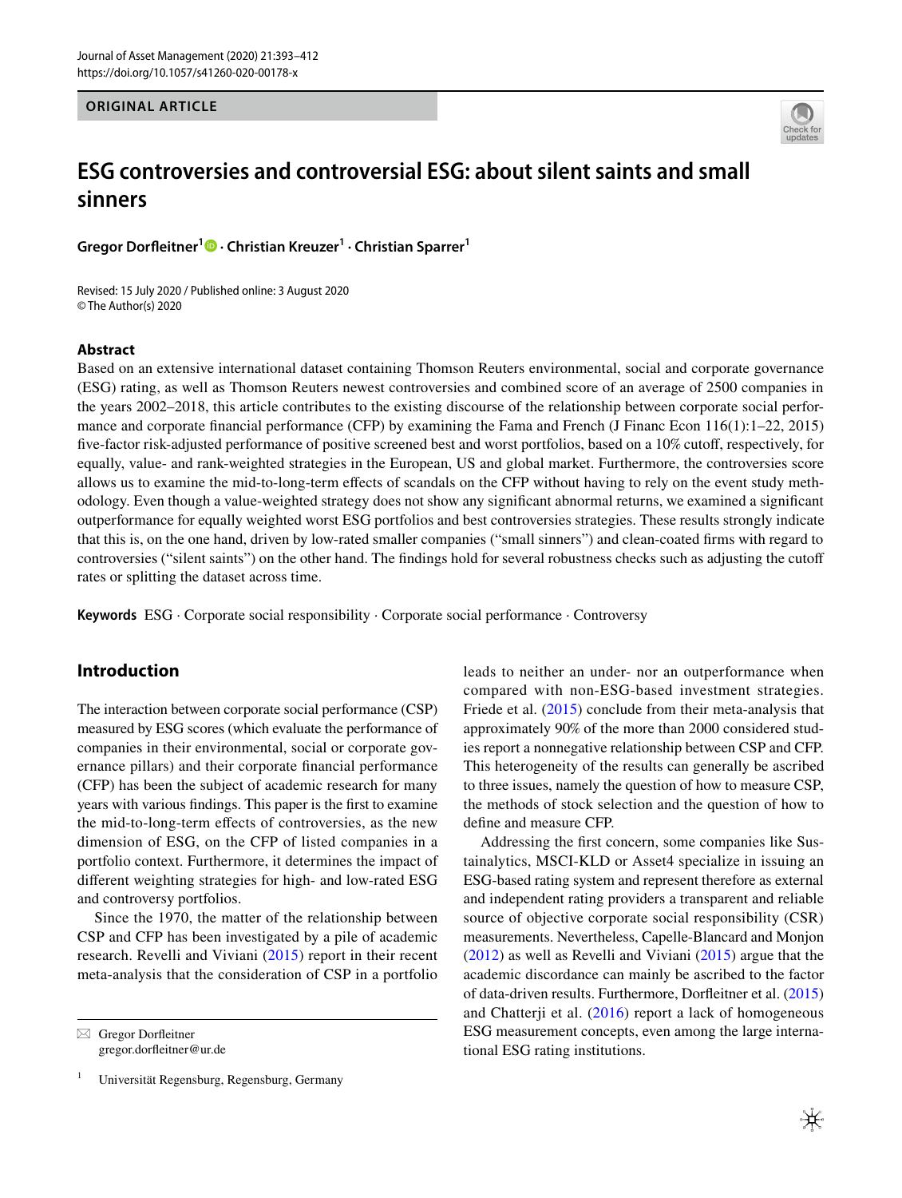ORIGINAL ARTICLE

# ESG controversies and controversial ESG: about silent saints and small sinners

**Gregor Dorfleitner[1] · Christian Kreuzer[1] · Christian Sparrer[1]**

Revised: 15 July 2020 / Published online: 3 August 2020
© The Author(s) 2020

## Abstract

Based on an extensive international dataset containing Thomson Reuters environmental, social and corporate governance (ESG) rating, as well as Thomson Reuters newest controversies and combined score of an average of 2500 companies in the years 2002–2018, this article contributes to the existing discourse of the relationship between corporate social performance and corporate financial performance (CFP) by examining the Fama and French (J Financ Econ 116(1):1–22, 2015) five-factor risk-adjusted performance of positive screened best and worst portfolios, based on a 10% cutoff, respectively, for equally, value- and rank-weighted strategies in the European, US and global market. Furthermore, the controversies score allows us to examine the mid-to-long-term effects of scandals on the CFP without having to rely on the event study methodology. Even though a value-weighted strategy does not show any significant abnormal returns, we examined a significant outperformance for equally weighted worst ESG portfolios and best controversies strategies. These results strongly indicate that this is, on the one hand, driven by low-rated smaller companies ("small sinners") and clean-coated firms with regard to controversies ("silent saints") on the other hand. The findings hold for several robustness checks such as adjusting the cutoff rates or splitting the dataset across time.

**Keywords** ESG · Corporate social responsibility · Corporate social performance · Controversy

## Introduction

The interaction between corporate social performance (CSP) measured by ESG scores (which evaluate the performance of companies in their environmental, social or corporate governance pillars) and their corporate financial performance (CFP) has been the subject of academic research for many years with various findings. This paper is the first to examine the mid-to-long-term effects of controversies, as the new dimension of ESG, on the CFP of listed companies in a portfolio context. Furthermore, it determines the impact of different weighting strategies for high- and low-rated ESG and controversy portfolios.

Since the 1970, the matter of the relationship between CSP and CFP has been investigated by a pile of academic research. Revelli and Viviani (2015) report in their recent meta-analysis that the consideration of CSP in a portfolio leads to neither an under- nor an outperformance when compared with non-ESG-based investment strategies. Friede et al. (2015) conclude from their meta-analysis that approximately 90% of the more than 2000 considered studies report a nonnegative relationship between CSP and CFP. This heterogeneity of the results can generally be ascribed to three issues, namely the question of how to measure CSP, the methods of stock selection and the question of how to define and measure CFP.

Addressing the first concern, some companies like Sustainalytics, MSCI-KLD or Asset4 specialize in issuing an ESG-based rating system and represent therefore as external and independent rating providers a transparent and reliable source of objective corporate social responsibility (CSR) measurements. Nevertheless, Capelle-Blancard and Monjon (2012) as well as Revelli and Viviani (2015) argue that the academic discordance can mainly be ascribed to the factor of data-driven results. Furthermore, Dorfleitner et al. (2015) and Chatterji et al. (2016) report a lack of homogeneous ESG measurement concepts, even among the large international ESG rating institutions.

✉ Gregor Dorfleitner
gregor.dorfleitner@ur.de

[1] Universität Regensburg, Regensburg, Germany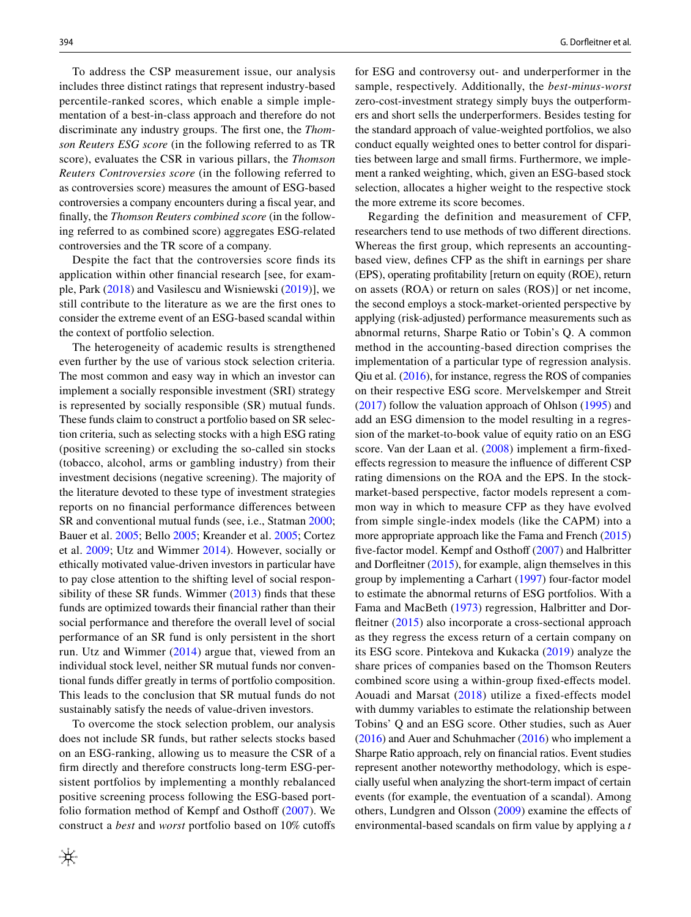To address the CSP measurement issue, our analysis includes three distinct ratings that represent industry-based percentile-ranked scores, which enable a simple implementation of a best-in-class approach and therefore do not discriminate any industry groups. The first one, the *Thomson Reuters ESG score* (in the following referred to as TR score), evaluates the CSR in various pillars, the *Thomson Reuters Controversies score* (in the following referred to as controversies score) measures the amount of ESG-based controversies a company encounters during a fiscal year, and finally, the *Thomson Reuters combined score* (in the following referred to as combined score) aggregates ESG-related controversies and the TR score of a company.

Despite the fact that the controversies score finds its application within other financial research [see, for example, Park (2018) and Vasilescu and Wisniewski (2019)], we still contribute to the literature as we are the first ones to consider the extreme event of an ESG-based scandal within the context of portfolio selection.

The heterogeneity of academic results is strengthened even further by the use of various stock selection criteria. The most common and easy way in which an investor can implement a socially responsible investment (SRI) strategy is represented by socially responsible (SR) mutual funds. These funds claim to construct a portfolio based on SR selection criteria, such as selecting stocks with a high ESG rating (positive screening) or excluding the so-called sin stocks (tobacco, alcohol, arms or gambling industry) from their investment decisions (negative screening). The majority of the literature devoted to these type of investment strategies reports on no financial performance differences between SR and conventional mutual funds (see, i.e., Statman 2000; Bauer et al. 2005; Bello 2005; Kreander et al. 2005; Cortez et al. 2009; Utz and Wimmer 2014). However, socially or ethically motivated value-driven investors in particular have to pay close attention to the shifting level of social responsibility of these SR funds. Wimmer (2013) finds that these funds are optimized towards their financial rather than their social performance and therefore the overall level of social performance of an SR fund is only persistent in the short run. Utz and Wimmer (2014) argue that, viewed from an individual stock level, neither SR mutual funds nor conventional funds differ greatly in terms of portfolio composition. This leads to the conclusion that SR mutual funds do not sustainably satisfy the needs of value-driven investors.

To overcome the stock selection problem, our analysis does not include SR funds, but rather selects stocks based on an ESG-ranking, allowing us to measure the CSR of a firm directly and therefore constructs long-term ESG-persistent portfolios by implementing a monthly rebalanced positive screening process following the ESG-based portfolio formation method of Kempf and Osthoff (2007). We construct a *best* and *worst* portfolio based on 10% cutoffs for ESG and controversy out- and underperformer in the sample, respectively. Additionally, the *best-minus-worst* zero-cost-investment strategy simply buys the outperformers and short sells the underperformers. Besides testing for the standard approach of value-weighted portfolios, we also conduct equally weighted ones to better control for disparities between large and small firms. Furthermore, we implement a ranked weighting, which, given an ESG-based stock selection, allocates a higher weight to the respective stock the more extreme its score becomes.

Regarding the definition and measurement of CFP, researchers tend to use methods of two different directions. Whereas the first group, which represents an accounting-based view, defines CFP as the shift in earnings per share (EPS), operating profitability [return on equity (ROE), return on assets (ROA) or return on sales (ROS)] or net income, the second employs a stock-market-oriented perspective by applying (risk-adjusted) performance measurements such as abnormal returns, Sharpe Ratio or Tobin's Q. A common method in the accounting-based direction comprises the implementation of a particular type of regression analysis. Qiu et al. (2016), for instance, regress the ROS of companies on their respective ESG score. Mervelskemper and Streit (2017) follow the valuation approach of Ohlson (1995) and add an ESG dimension to the model resulting in a regression of the market-to-book value of equity ratio on an ESG score. Van der Laan et al. (2008) implement a firm-fixed-effects regression to measure the influence of different CSP rating dimensions on the ROA and the EPS. In the stock-market-based perspective, factor models represent a common way in which to measure CFP as they have evolved from simple single-index models (like the CAPM) into a more appropriate approach like the Fama and French (2015) five-factor model. Kempf and Osthoff (2007) and Halbritter and Dorfleitner (2015), for example, align themselves in this group by implementing a Carhart (1997) four-factor model to estimate the abnormal returns of ESG portfolios. With a Fama and MacBeth (1973) regression, Halbritter and Dorfleitner (2015) also incorporate a cross-sectional approach as they regress the excess return of a certain company on its ESG score. Pintekova and Kukacka (2019) analyze the share prices of companies based on the Thomson Reuters combined score using a within-group fixed-effects model. Aouadi and Marsat (2018) utilize a fixed-effects model with dummy variables to estimate the relationship between Tobins' Q and an ESG score. Other studies, such as Auer (2016) and Auer and Schuhmacher (2016) who implement a Sharpe Ratio approach, rely on financial ratios. Event studies represent another noteworthy methodology, which is especially useful when analyzing the short-term impact of certain events (for example, the eventuation of a scandal). Among others, Lundgren and Olsson (2009) examine the effects of environmental-based scandals on firm value by applying a *t*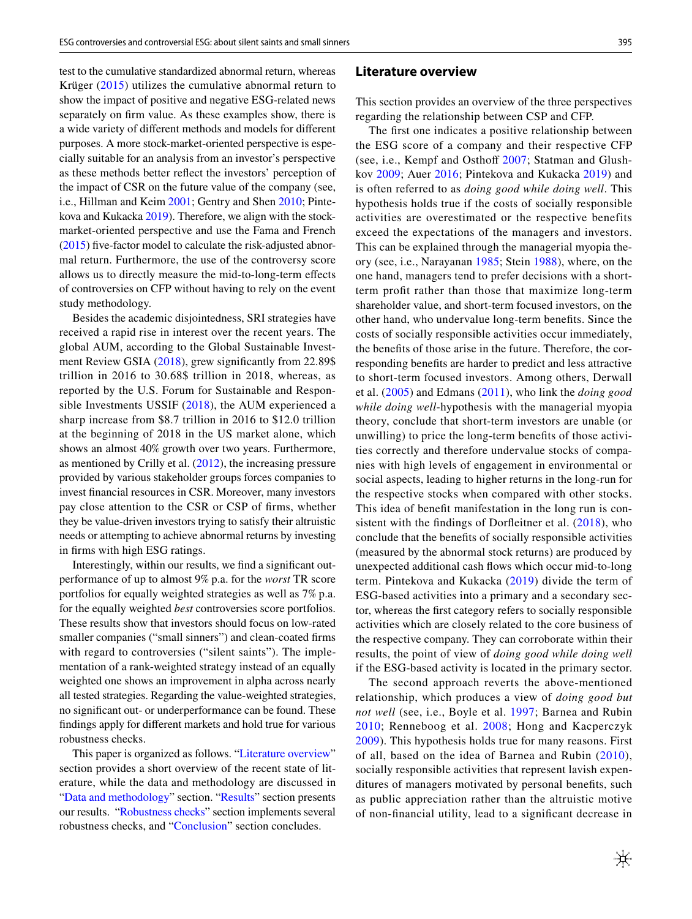test to the cumulative standardized abnormal return, whereas Krüger (2015) utilizes the cumulative abnormal return to show the impact of positive and negative ESG-related news separately on firm value. As these examples show, there is a wide variety of different methods and models for different purposes. A more stock-market-oriented perspective is especially suitable for an analysis from an investor's perspective as these methods better reflect the investors' perception of the impact of CSR on the future value of the company (see, i.e., Hillman and Keim 2001; Gentry and Shen 2010; Pintekova and Kukacka 2019). Therefore, we align with the stock-market-oriented perspective and use the Fama and French (2015) five-factor model to calculate the risk-adjusted abnormal return. Furthermore, the use of the controversy score allows us to directly measure the mid-to-long-term effects of controversies on CFP without having to rely on the event study methodology.

Besides the academic disjointedness, SRI strategies have received a rapid rise in interest over the recent years. The global AUM, according to the Global Sustainable Investment Review GSIA (2018), grew significantly from 22.89$ trillion in 2016 to 30.68$ trillion in 2018, whereas, as reported by the U.S. Forum for Sustainable and Responsible Investments USSIF (2018), the AUM experienced a sharp increase from $8.7 trillion in 2016 to $12.0 trillion at the beginning of 2018 in the US market alone, which shows an almost 40% growth over two years. Furthermore, as mentioned by Crilly et al. (2012), the increasing pressure provided by various stakeholder groups forces companies to invest financial resources in CSR. Moreover, many investors pay close attention to the CSR or CSP of firms, whether they be value-driven investors trying to satisfy their altruistic needs or attempting to achieve abnormal returns by investing in firms with high ESG ratings.

Interestingly, within our results, we find a significant outperformance of up to almost 9% p.a. for the *worst* TR score portfolios for equally weighted strategies as well as 7% p.a. for the equally weighted *best* controversies score portfolios. These results show that investors should focus on low-rated smaller companies ("small sinners") and clean-coated firms with regard to controversies ("silent saints"). The implementation of a rank-weighted strategy instead of an equally weighted one shows an improvement in alpha across nearly all tested strategies. Regarding the value-weighted strategies, no significant out- or underperformance can be found. These findings apply for different markets and hold true for various robustness checks.

This paper is organized as follows. "Literature overview" section provides a short overview of the recent state of literature, while the data and methodology are discussed in "Data and methodology" section. "Results" section presents our results. "Robustness checks" section implements several robustness checks, and "Conclusion" section concludes.

## Literature overview

This section provides an overview of the three perspectives regarding the relationship between CSP and CFP.

The first one indicates a positive relationship between the ESG score of a company and their respective CFP (see, i.e., Kempf and Osthoff 2007; Statman and Glushkov 2009; Auer 2016; Pintekova and Kukacka 2019) and is often referred to as *doing good while doing well*. This hypothesis holds true if the costs of socially responsible activities are overestimated or the respective benefits exceed the expectations of the managers and investors. This can be explained through the managerial myopia theory (see, i.e., Narayanan 1985; Stein 1988), where, on the one hand, managers tend to prefer decisions with a short-term profit rather than those that maximize long-term shareholder value, and short-term focused investors, on the other hand, who undervalue long-term benefits. Since the costs of socially responsible activities occur immediately, the benefits of those arise in the future. Therefore, the corresponding benefits are harder to predict and less attractive to short-term focused investors. Among others, Derwall et al. (2005) and Edmans (2011), who link the *doing good while doing well*-hypothesis with the managerial myopia theory, conclude that short-term investors are unable (or unwilling) to price the long-term benefits of those activities correctly and therefore undervalue stocks of companies with high levels of engagement in environmental or social aspects, leading to higher returns in the long-run for the respective stocks when compared with other stocks. This idea of benefit manifestation in the long run is consistent with the findings of Dorfleitner et al. (2018), who conclude that the benefits of socially responsible activities (measured by the abnormal stock returns) are produced by unexpected additional cash flows which occur mid-to-long term. Pintekova and Kukacka (2019) divide the term of ESG-based activities into a primary and a secondary sector, whereas the first category refers to socially responsible activities which are closely related to the core business of the respective company. They can corroborate within their results, the point of view of *doing good while doing well* if the ESG-based activity is located in the primary sector.

The second approach reverts the above-mentioned relationship, which produces a view of *doing good but not well* (see, i.e., Boyle et al. 1997; Barnea and Rubin 2010; Renneboog et al. 2008; Hong and Kacperczyk 2009). This hypothesis holds true for many reasons. First of all, based on the idea of Barnea and Rubin (2010), socially responsible activities that represent lavish expenditures of managers motivated by personal benefits, such as public appreciation rather than the altruistic motive of non-financial utility, lead to a significant decrease in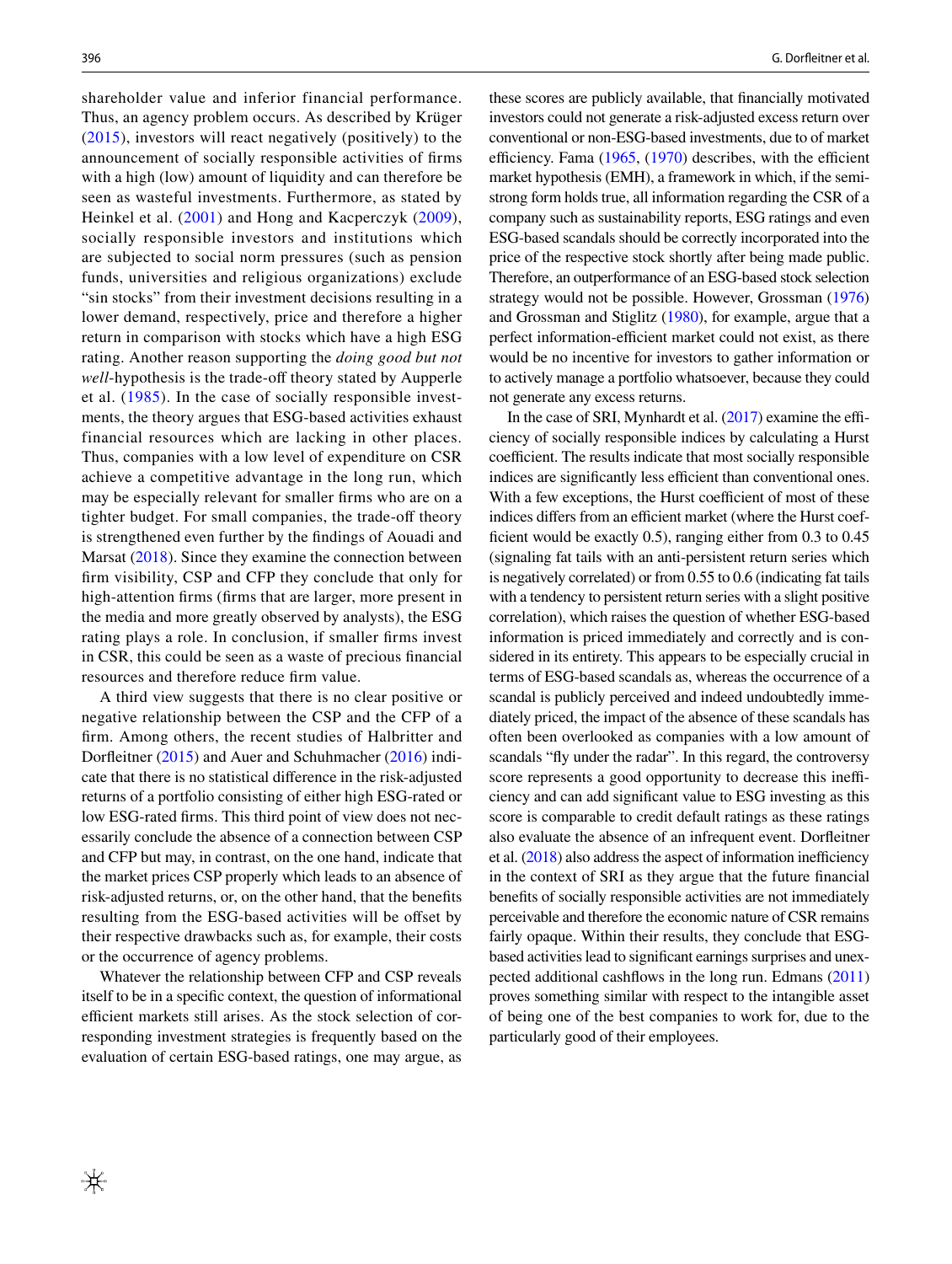shareholder value and inferior financial performance. Thus, an agency problem occurs. As described by Krüger (2015), investors will react negatively (positively) to the announcement of socially responsible activities of firms with a high (low) amount of liquidity and can therefore be seen as wasteful investments. Furthermore, as stated by Heinkel et al. (2001) and Hong and Kacperczyk (2009), socially responsible investors and institutions which are subjected to social norm pressures (such as pension funds, universities and religious organizations) exclude "sin stocks" from their investment decisions resulting in a lower demand, respectively, price and therefore a higher return in comparison with stocks which have a high ESG rating. Another reason supporting the *doing good but not well*-hypothesis is the trade-off theory stated by Aupperle et al. (1985). In the case of socially responsible investments, the theory argues that ESG-based activities exhaust financial resources which are lacking in other places. Thus, companies with a low level of expenditure on CSR achieve a competitive advantage in the long run, which may be especially relevant for smaller firms who are on a tighter budget. For small companies, the trade-off theory is strengthened even further by the findings of Aouadi and Marsat (2018). Since they examine the connection between firm visibility, CSP and CFP they conclude that only for high-attention firms (firms that are larger, more present in the media and more greatly observed by analysts), the ESG rating plays a role. In conclusion, if smaller firms invest in CSR, this could be seen as a waste of precious financial resources and therefore reduce firm value.

A third view suggests that there is no clear positive or negative relationship between the CSP and the CFP of a firm. Among others, the recent studies of Halbritter and Dorfleitner (2015) and Auer and Schuhmacher (2016) indicate that there is no statistical difference in the risk-adjusted returns of a portfolio consisting of either high ESG-rated or low ESG-rated firms. This third point of view does not necessarily conclude the absence of a connection between CSP and CFP but may, in contrast, on the one hand, indicate that the market prices CSP properly which leads to an absence of risk-adjusted returns, or, on the other hand, that the benefits resulting from the ESG-based activities will be offset by their respective drawbacks such as, for example, their costs or the occurrence of agency problems.

Whatever the relationship between CFP and CSP reveals itself to be in a specific context, the question of informational efficient markets still arises. As the stock selection of corresponding investment strategies is frequently based on the evaluation of certain ESG-based ratings, one may argue, as these scores are publicly available, that financially motivated investors could not generate a risk-adjusted excess return over conventional or non-ESG-based investments, due to of market efficiency. Fama (1965, (1970) describes, with the efficient market hypothesis (EMH), a framework in which, if the semi-strong form holds true, all information regarding the CSR of a company such as sustainability reports, ESG ratings and even ESG-based scandals should be correctly incorporated into the price of the respective stock shortly after being made public. Therefore, an outperformance of an ESG-based stock selection strategy would not be possible. However, Grossman (1976) and Grossman and Stiglitz (1980), for example, argue that a perfect information-efficient market could not exist, as there would be no incentive for investors to gather information or to actively manage a portfolio whatsoever, because they could not generate any excess returns.

In the case of SRI, Mynhardt et al. (2017) examine the efficiency of socially responsible indices by calculating a Hurst coefficient. The results indicate that most socially responsible indices are significantly less efficient than conventional ones. With a few exceptions, the Hurst coefficient of most of these indices differs from an efficient market (where the Hurst coefficient would be exactly 0.5), ranging either from 0.3 to 0.45 (signaling fat tails with an anti-persistent return series which is negatively correlated) or from 0.55 to 0.6 (indicating fat tails with a tendency to persistent return series with a slight positive correlation), which raises the question of whether ESG-based information is priced immediately and correctly and is considered in its entirety. This appears to be especially crucial in terms of ESG-based scandals as, whereas the occurrence of a scandal is publicly perceived and indeed undoubtedly immediately priced, the impact of the absence of these scandals has often been overlooked as companies with a low amount of scandals "fly under the radar". In this regard, the controversy score represents a good opportunity to decrease this inefficiency and can add significant value to ESG investing as this score is comparable to credit default ratings as these ratings also evaluate the absence of an infrequent event. Dorfleitner et al. (2018) also address the aspect of information inefficiency in the context of SRI as they argue that the future financial benefits of socially responsible activities are not immediately perceivable and therefore the economic nature of CSR remains fairly opaque. Within their results, they conclude that ESG-based activities lead to significant earnings surprises and unexpected additional cashflows in the long run. Edmans (2011) proves something similar with respect to the intangible asset of being one of the best companies to work for, due to the particularly good of their employees.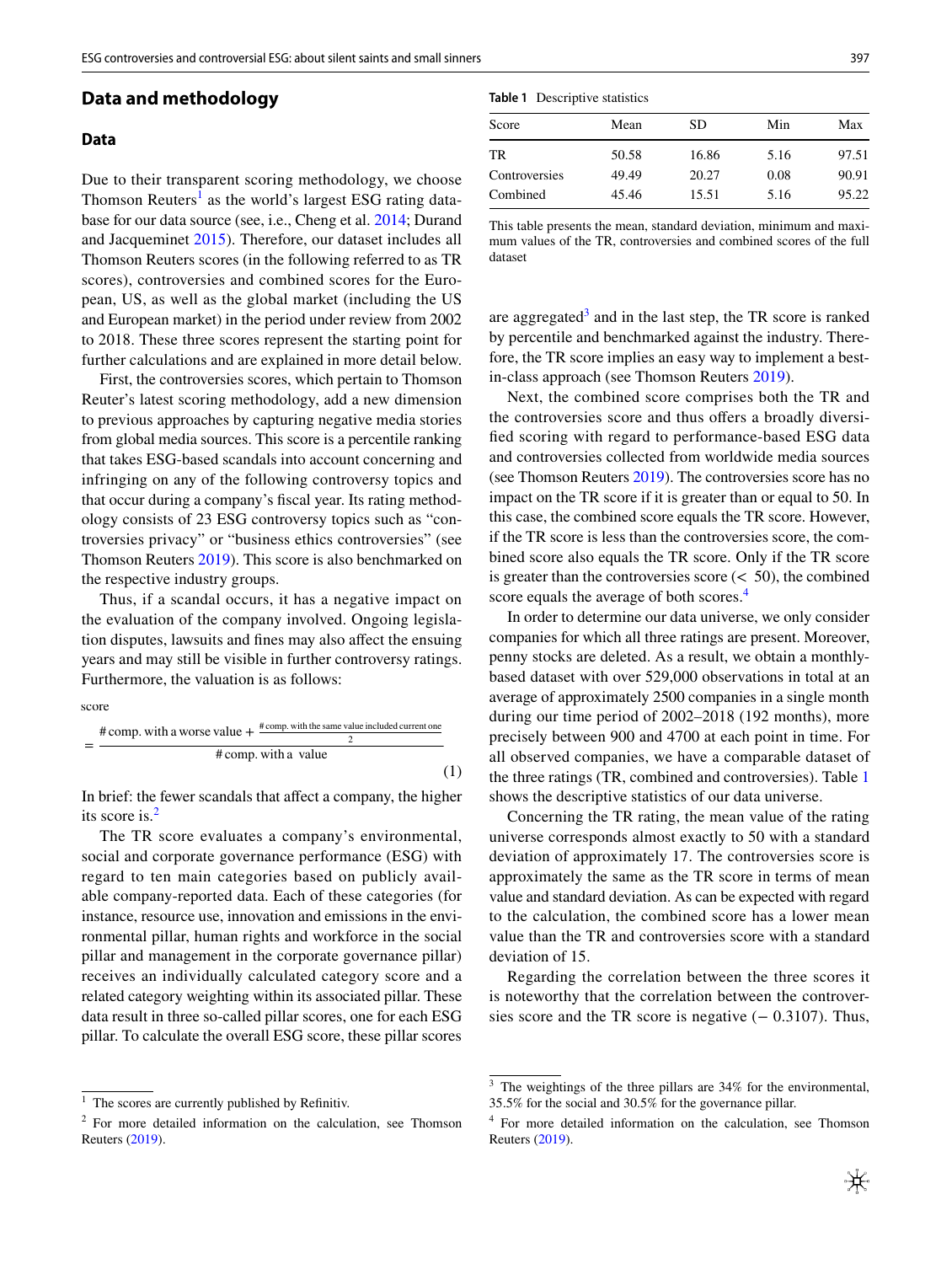## Data and methodology

### Data

Due to their transparent scoring methodology, we choose Thomson Reuters[1] as the world's largest ESG rating database for our data source (see, i.e., Cheng et al. 2014; Durand and Jacqueminet 2015). Therefore, our dataset includes all Thomson Reuters scores (in the following referred to as TR scores), controversies and combined scores for the European, US, as well as the global market (including the US and European market) in the period under review from 2002 to 2018. These three scores represent the starting point for further calculations and are explained in more detail below.

First, the controversies scores, which pertain to Thomson Reuter's latest scoring methodology, add a new dimension to previous approaches by capturing negative media stories from global media sources. This score is a percentile ranking that takes ESG-based scandals into account concerning and infringing on any of the following controversy topics and that occur during a company's fiscal year. Its rating methodology consists of 23 ESG controversy topics such as "controversies privacy" or "business ethics controversies" (see Thomson Reuters 2019). This score is also benchmarked on the respective industry groups.

Thus, if a scandal occurs, it has a negative impact on the evaluation of the company involved. Ongoing legislation disputes, lawsuits and fines may also affect the ensuing years and may still be visible in further controversy ratings. Furthermore, the valuation is as follows:

$$\text{score} = \frac{\#\,\text{comp. with a worse value} + \frac{\#\,\text{comp. with the same value included current one}}{2}}{\#\,\text{comp. with a value}} \tag{1}$$

In brief: the fewer scandals that affect a company, the higher its score is.[2]

The TR score evaluates a company's environmental, social and corporate governance performance (ESG) with regard to ten main categories based on publicly available company-reported data. Each of these categories (for instance, resource use, innovation and emissions in the environmental pillar, human rights and workforce in the social pillar and management in the corporate governance pillar) receives an individually calculated category score and a related category weighting within its associated pillar. These data result in three so-called pillar scores, one for each ESG pillar. To calculate the overall ESG score, these pillar scores are aggregated[3] and in the last step, the TR score is ranked by percentile and benchmarked against the industry. Therefore, the TR score implies an easy way to implement a best-in-class approach (see Thomson Reuters 2019).

**Table 1** Descriptive statistics

| Score | Mean | SD | Min | Max |
|---|---|---|---|---|
| TR | 50.58 | 16.86 | 5.16 | 97.51 |
| Controversies | 49.49 | 20.27 | 0.08 | 90.91 |
| Combined | 45.46 | 15.51 | 5.16 | 95.22 |

This table presents the mean, standard deviation, minimum and maximum values of the TR, controversies and combined scores of the full dataset

Next, the combined score comprises both the TR and the controversies score and thus offers a broadly diversified scoring with regard to performance-based ESG data and controversies collected from worldwide media sources (see Thomson Reuters 2019). The controversies score has no impact on the TR score if it is greater than or equal to 50. In this case, the combined score equals the TR score. However, if the TR score is less than the controversies score, the combined score also equals the TR score. Only if the TR score is greater than the controversies score (< 50), the combined score equals the average of both scores.[4]

In order to determine our data universe, we only consider companies for which all three ratings are present. Moreover, penny stocks are deleted. As a result, we obtain a monthly-based dataset with over 529,000 observations in total at an average of approximately 2500 companies in a single month during our time period of 2002–2018 (192 months), more precisely between 900 and 4700 at each point in time. For all observed companies, we have a comparable dataset of the three ratings (TR, combined and controversies). Table 1 shows the descriptive statistics of our data universe.

Concerning the TR rating, the mean value of the rating universe corresponds almost exactly to 50 with a standard deviation of approximately 17. The controversies score is approximately the same as the TR score in terms of mean value and standard deviation. As can be expected with regard to the calculation, the combined score has a lower mean value than the TR and controversies score with a standard deviation of 15.

Regarding the correlation between the three scores it is noteworthy that the correlation between the controversies score and the TR score is negative (− 0.3107). Thus,

---

[1] The scores are currently published by Refinitiv.

[2] For more detailed information on the calculation, see Thomson Reuters (2019).

[3] The weightings of the three pillars are 34% for the environmental, 35.5% for the social and 30.5% for the governance pillar.

[4] For more detailed information on the calculation, see Thomson Reuters (2019).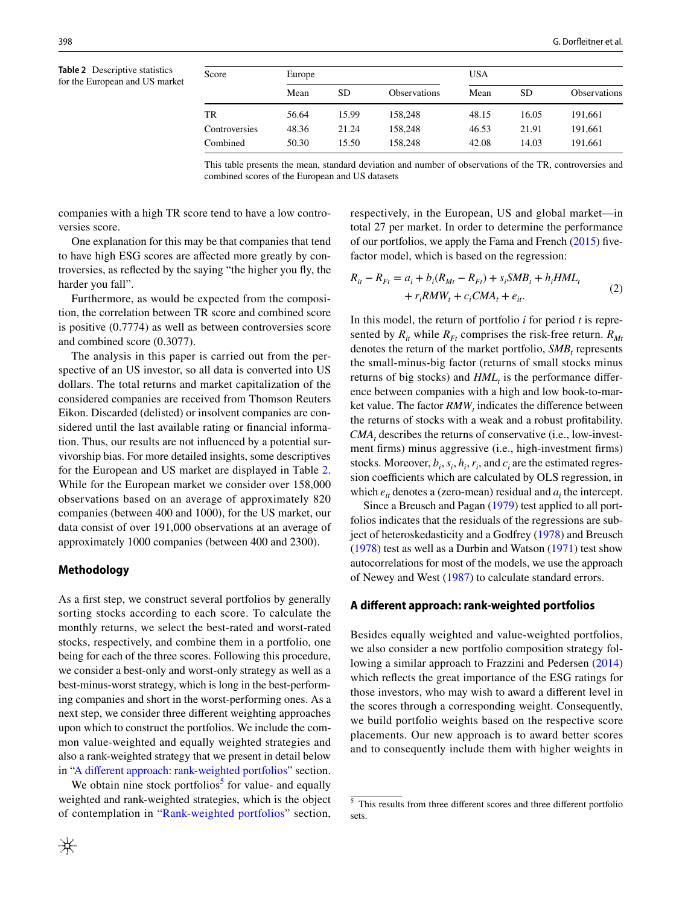**Table 2** Descriptive statistics for the European and US market

| Score | Europe | | | USA | | |
|---|---|---|---|---|---|---|
| | Mean | SD | Observations | Mean | SD | Observations |
| TR | 56.64 | 15.99 | 158,248 | 48.15 | 16.05 | 191,661 |
| Controversies | 48.36 | 21.24 | 158,248 | 46.53 | 21.91 | 191,661 |
| Combined | 50.30 | 15.50 | 158,248 | 42.08 | 14.03 | 191,661 |

This table presents the mean, standard deviation and number of observations of the TR, controversies and combined scores of the European and US datasets

companies with a high TR score tend to have a low controversies score.

One explanation for this may be that companies that tend to have high ESG scores are affected more greatly by controversies, as reflected by the saying "the higher you fly, the harder you fall".

Furthermore, as would be expected from the composition, the correlation between TR score and combined score is positive (0.7774) as well as between controversies score and combined score (0.3077).

The analysis in this paper is carried out from the perspective of an US investor, so all data is converted into US dollars. The total returns and market capitalization of the considered companies are received from Thomson Reuters Eikon. Discarded (delisted) or insolvent companies are considered until the last available rating or financial information. Thus, our results are not influenced by a potential survivorship bias. For more detailed insights, some descriptives for the European and US market are displayed in Table 2. While for the European market we consider over 158,000 observations based on an average of approximately 820 companies (between 400 and 1000), for the US market, our data consist of over 191,000 observations at an average of approximately 1000 companies (between 400 and 2300).

## Methodology

As a first step, we construct several portfolios by generally sorting stocks according to each score. To calculate the monthly returns, we select the best-rated and worst-rated stocks, respectively, and combine them in a portfolio, one being for each of the three scores. Following this procedure, we consider a best-only and worst-only strategy as well as a best-minus-worst strategy, which is long in the best-performing companies and short in the worst-performing ones. As a next step, we consider three different weighting approaches upon which to construct the portfolios. We include the common value-weighted and equally weighted strategies and also a rank-weighted strategy that we present in detail below in "A different approach: rank-weighted portfolios" section.

We obtain nine stock portfolios[5] for value- and equally weighted and rank-weighted strategies, which is the object of contemplation in "Rank-weighted portfolios" section, respectively, in the European, US and global market—in total 27 per market. In order to determine the performance of our portfolios, we apply the Fama and French (2015) five-factor model, which is based on the regression:

$$R_{it} - R_{Ft} = a_i + b_i(R_{Mt} - R_{Ft}) + s_i SMB_t + h_i HML_t + r_i RMW_t + c_i CMA_t + e_{it}. \quad (2)$$

In this model, the return of portfolio $i$ for period $t$ is represented by $R_{it}$ while $R_{Ft}$ comprises the risk-free return. $R_{Mt}$ denotes the return of the market portfolio, $SMB_t$ represents the small-minus-big factor (returns of small stocks minus returns of big stocks) and $HML_t$ is the performance difference between companies with a high and low book-to-market value. The factor $RMW_t$ indicates the difference between the returns of stocks with a weak and a robust profitability. $CMA_t$ describes the returns of conservative (i.e., low-investment firms) minus aggressive (i.e., high-investment firms) stocks. Moreover, $b_i$, $s_i$, $h_i$, $r_i$, and $c_i$ are the estimated regression coefficients which are calculated by OLS regression, in which $e_{it}$ denotes a (zero-mean) residual and $a_i$ the intercept.

Since a Breusch and Pagan (1979) test applied to all portfolios indicates that the residuals of the regressions are subject of heteroskedasticity and a Godfrey (1978) and Breusch (1978) test as well as a Durbin and Watson (1971) test show autocorrelations for most of the models, we use the approach of Newey and West (1987) to calculate standard errors.

### A different approach: rank-weighted portfolios

Besides equally weighted and value-weighted portfolios, we also consider a new portfolio composition strategy following a similar approach to Frazzini and Pedersen (2014) which reflects the great importance of the ESG ratings for those investors, who may wish to award a different level in the scores through a corresponding weight. Consequently, we build portfolio weights based on the respective score placements. Our new approach is to award better scores and to consequently include them with higher weights in

[5] This results from three different scores and three different portfolio sets.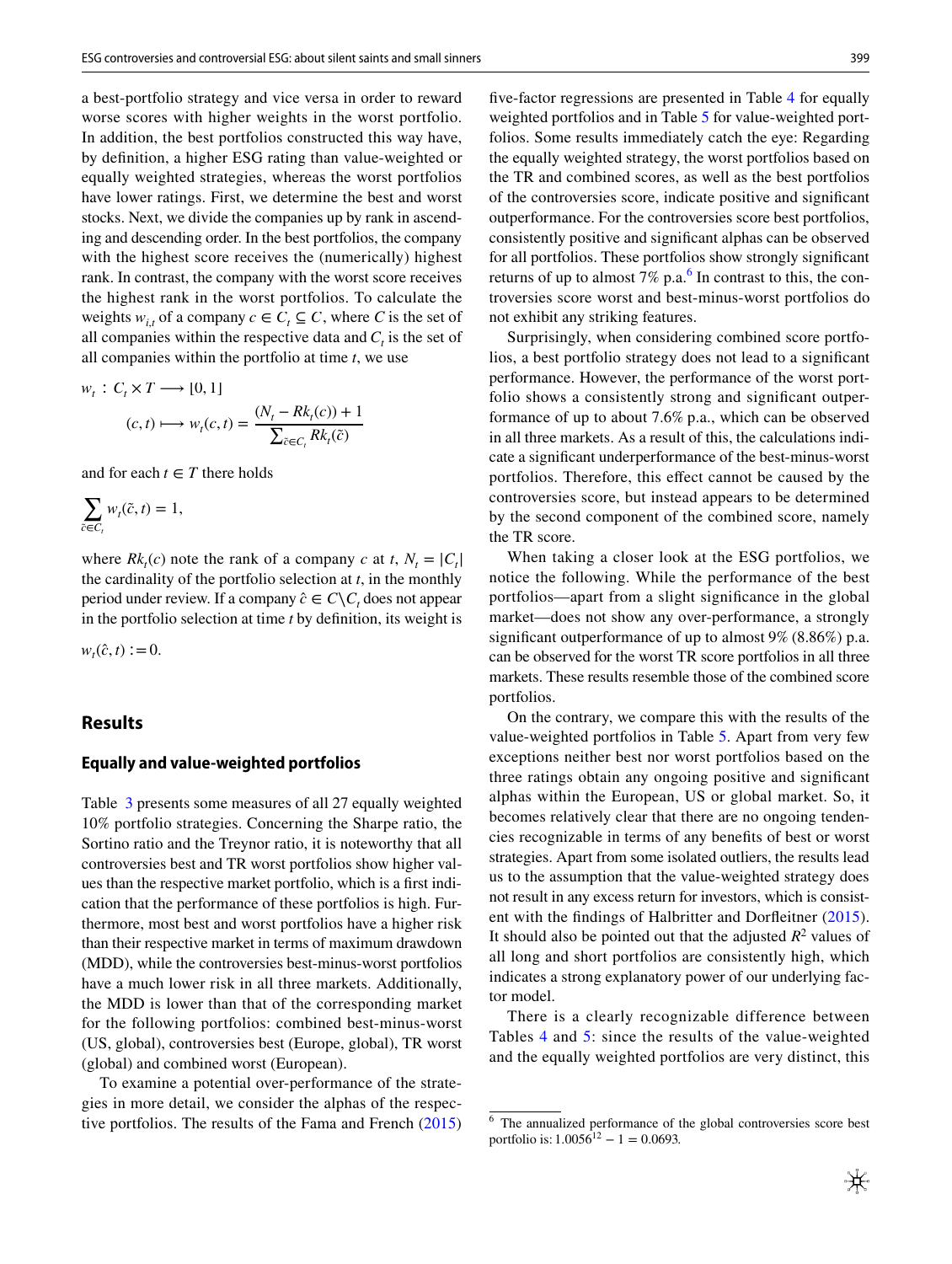a best-portfolio strategy and vice versa in order to reward worse scores with higher weights in the worst portfolio. In addition, the best portfolios constructed this way have, by definition, a higher ESG rating than value-weighted or equally weighted strategies, whereas the worst portfolios have lower ratings. First, we determine the best and worst stocks. Next, we divide the companies up by rank in ascending and descending order. In the best portfolios, the company with the highest score receives the (numerically) highest rank. In contrast, the company with the worst score receives the highest rank in the worst portfolios. To calculate the weights $w_{i,t}$ of a company $c \in C_t \subseteq C$, where $C$ is the set of all companies within the respective data and $C_t$ is the set of all companies within the portfolio at time $t$, we use

$$w_t : C_t \times T \longrightarrow [0, 1]$$

$$(c, t) \longmapsto w_t(c, t) = \frac{(N_t - Rk_t(c)) + 1}{\sum_{\tilde{c} \in C_t} Rk_t(\tilde{c})}$$

and for each $t \in T$ there holds

$$\sum_{\tilde{c} \in C_t} w_t(\tilde{c}, t) = 1,$$

where $Rk_t(c)$ note the rank of a company $c$ at $t$, $N_t = |C_t|$ the cardinality of the portfolio selection at $t$, in the monthly period under review. If a company $\hat{c} \in C \setminus C_t$ does not appear in the portfolio selection at time $t$ by definition, its weight is

$$w_t(\hat{c}, t) := 0.$$

## Results

### Equally and value-weighted portfolios

Table 3 presents some measures of all 27 equally weighted 10% portfolio strategies. Concerning the Sharpe ratio, the Sortino ratio and the Treynor ratio, it is noteworthy that all controversies best and TR worst portfolios show higher values than the respective market portfolio, which is a first indication that the performance of these portfolios is high. Furthermore, most best and worst portfolios have a higher risk than their respective market in terms of maximum drawdown (MDD), while the controversies best-minus-worst portfolios have a much lower risk in all three markets. Additionally, the MDD is lower than that of the corresponding market for the following portfolios: combined best-minus-worst (US, global), controversies best (Europe, global), TR worst (global) and combined worst (European).

To examine a potential over-performance of the strategies in more detail, we consider the alphas of the respective portfolios. The results of the Fama and French (2015) five-factor regressions are presented in Table 4 for equally weighted portfolios and in Table 5 for value-weighted portfolios. Some results immediately catch the eye: Regarding the equally weighted strategy, the worst portfolios based on the TR and combined scores, as well as the best portfolios of the controversies score, indicate positive and significant outperformance. For the controversies score best portfolios, consistently positive and significant alphas can be observed for all portfolios. These portfolios show strongly significant returns of up to almost 7% p.a.[6] In contrast to this, the controversies score worst and best-minus-worst portfolios do not exhibit any striking features.

Surprisingly, when considering combined score portfolios, a best portfolio strategy does not lead to a significant performance. However, the performance of the worst portfolio shows a consistently strong and significant outperformance of up to about 7.6% p.a., which can be observed in all three markets. As a result of this, the calculations indicate a significant underperformance of the best-minus-worst portfolios. Therefore, this effect cannot be caused by the controversies score, but instead appears to be determined by the second component of the combined score, namely the TR score.

When taking a closer look at the ESG portfolios, we notice the following. While the performance of the best portfolios—apart from a slight significance in the global market—does not show any over-performance, a strongly significant outperformance of up to almost 9% (8.86%) p.a. can be observed for the worst TR score portfolios in all three markets. These results resemble those of the combined score portfolios.

On the contrary, we compare this with the results of the value-weighted portfolios in Table 5. Apart from very few exceptions neither best nor worst portfolios based on the three ratings obtain any ongoing positive and significant alphas within the European, US or global market. So, it becomes relatively clear that there are no ongoing tendencies recognizable in terms of any benefits of best or worst strategies. Apart from some isolated outliers, the results lead us to the assumption that the value-weighted strategy does not result in any excess return for investors, which is consistent with the findings of Halbritter and Dorfleitner (2015). It should also be pointed out that the adjusted $R^2$ values of all long and short portfolios are consistently high, which indicates a strong explanatory power of our underlying factor model.

There is a clearly recognizable difference between Tables 4 and 5: since the results of the value-weighted and the equally weighted portfolios are very distinct, this

[6] The annualized performance of the global controversies score best portfolio is: $1.0056^{12} - 1 = 0.0693$.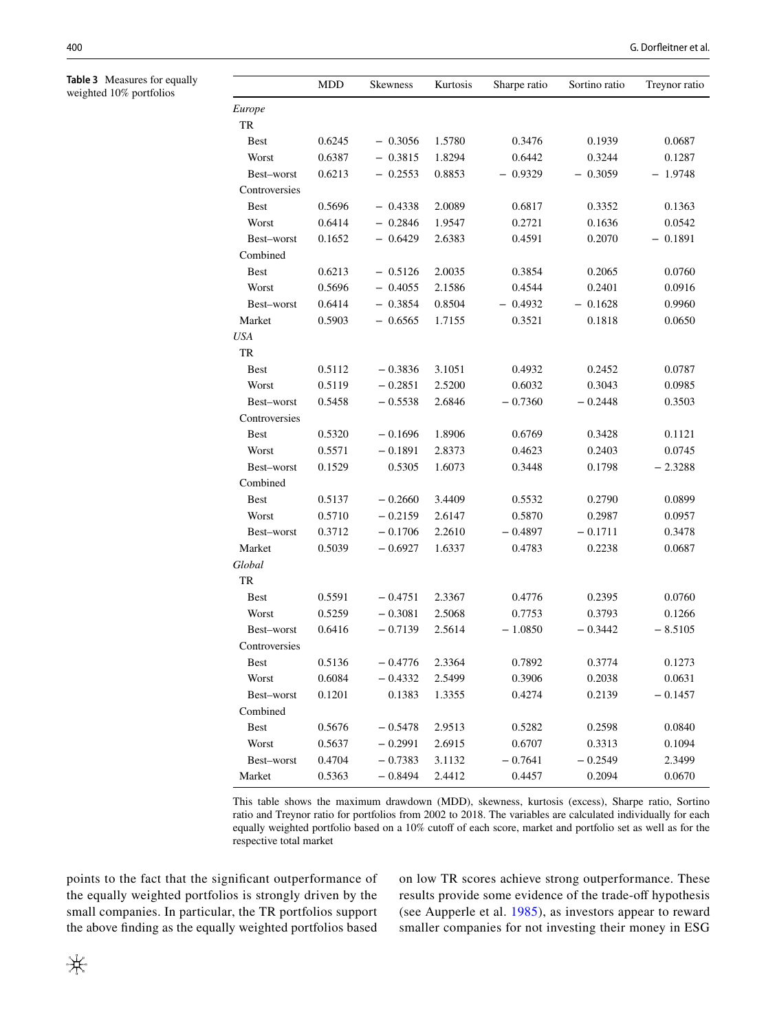**Table 3** Measures for equally weighted 10% portfolios

| | MDD | Skewness | Kurtosis | Sharpe ratio | Sortino ratio | Treynor ratio |
|---|---|---|---|---|---|---|
| *Europe* | | | | | | |
| TR | | | | | | |
| Best | 0.6245 | − 0.3056 | 1.5780 | 0.3476 | 0.1939 | 0.0687 |
| Worst | 0.6387 | − 0.3815 | 1.8294 | 0.6442 | 0.3244 | 0.1287 |
| Best–worst | 0.6213 | − 0.2553 | 0.8853 | − 0.9329 | − 0.3059 | − 1.9748 |
| Controversies | | | | | | |
| Best | 0.5696 | − 0.4338 | 2.0089 | 0.6817 | 0.3352 | 0.1363 |
| Worst | 0.6414 | − 0.2846 | 1.9547 | 0.2721 | 0.1636 | 0.0542 |
| Best–worst | 0.1652 | − 0.6429 | 2.6383 | 0.4591 | 0.2070 | − 0.1891 |
| Combined | | | | | | |
| Best | 0.6213 | − 0.5126 | 2.0035 | 0.3854 | 0.2065 | 0.0760 |
| Worst | 0.5696 | − 0.4055 | 2.1586 | 0.4544 | 0.2401 | 0.0916 |
| Best–worst | 0.6414 | − 0.3854 | 0.8504 | − 0.4932 | − 0.1628 | 0.9960 |
| Market | 0.5903 | − 0.6565 | 1.7155 | 0.3521 | 0.1818 | 0.0650 |
| *USA* | | | | | | |
| TR | | | | | | |
| Best | 0.5112 | − 0.3836 | 3.1051 | 0.4932 | 0.2452 | 0.0787 |
| Worst | 0.5119 | − 0.2851 | 2.5200 | 0.6032 | 0.3043 | 0.0985 |
| Best–worst | 0.5458 | − 0.5538 | 2.6846 | − 0.7360 | − 0.2448 | 0.3503 |
| Controversies | | | | | | |
| Best | 0.5320 | − 0.1696 | 1.8906 | 0.6769 | 0.3428 | 0.1121 |
| Worst | 0.5571 | − 0.1891 | 2.8373 | 0.4623 | 0.2403 | 0.0745 |
| Best–worst | 0.1529 | 0.5305 | 1.6073 | 0.3448 | 0.1798 | − 2.3288 |
| Combined | | | | | | |
| Best | 0.5137 | − 0.2660 | 3.4409 | 0.5532 | 0.2790 | 0.0899 |
| Worst | 0.5710 | − 0.2159 | 2.6147 | 0.5870 | 0.2987 | 0.0957 |
| Best–worst | 0.3712 | − 0.1706 | 2.2610 | − 0.4897 | − 0.1711 | 0.3478 |
| Market | 0.5039 | − 0.6927 | 1.6337 | 0.4783 | 0.2238 | 0.0687 |
| *Global* | | | | | | |
| TR | | | | | | |
| Best | 0.5591 | − 0.4751 | 2.3367 | 0.4776 | 0.2395 | 0.0760 |
| Worst | 0.5259 | − 0.3081 | 2.5068 | 0.7753 | 0.3793 | 0.1266 |
| Best–worst | 0.6416 | − 0.7139 | 2.5614 | − 1.0850 | − 0.3442 | − 8.5105 |
| Controversies | | | | | | |
| Best | 0.5136 | − 0.4776 | 2.3364 | 0.7892 | 0.3774 | 0.1273 |
| Worst | 0.6084 | − 0.4332 | 2.5499 | 0.3906 | 0.2038 | 0.0631 |
| Best–worst | 0.1201 | 0.1383 | 1.3355 | 0.4274 | 0.2139 | − 0.1457 |
| Combined | | | | | | |
| Best | 0.5676 | − 0.5478 | 2.9513 | 0.5282 | 0.2598 | 0.0840 |
| Worst | 0.5637 | − 0.2991 | 2.6915 | 0.6707 | 0.3313 | 0.1094 |
| Best–worst | 0.4704 | − 0.7383 | 3.1132 | − 0.7641 | − 0.2549 | 2.3499 |
| Market | 0.5363 | − 0.8494 | 2.4412 | 0.4457 | 0.2094 | 0.0670 |

This table shows the maximum drawdown (MDD), skewness, kurtosis (excess), Sharpe ratio, Sortino ratio and Treynor ratio for portfolios from 2002 to 2018. The variables are calculated individually for each equally weighted portfolio based on a 10% cutoff of each score, market and portfolio set as well as for the respective total market

points to the fact that the significant outperformance of the equally weighted portfolios is strongly driven by the small companies. In particular, the TR portfolios support the above finding as the equally weighted portfolios based on low TR scores achieve strong outperformance. These results provide some evidence of the trade-off hypothesis (see Aupperle et al. 1985), as investors appear to reward smaller companies for not investing their money in ESG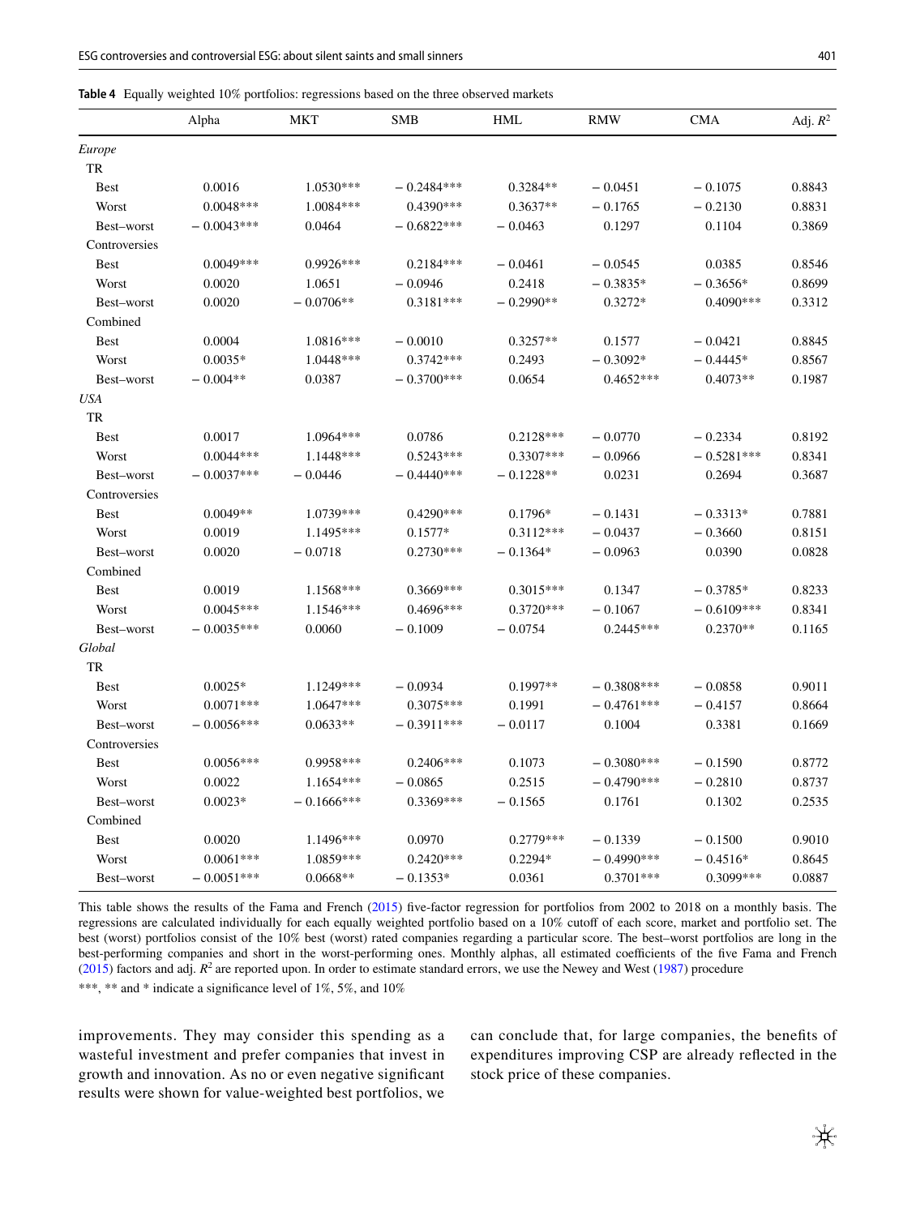**Table 4** Equally weighted 10% portfolios: regressions based on the three observed markets

| | Alpha | MKT | SMB | HML | RMW | CMA | Adj. $R^2$ |
|---|---|---|---|---|---|---|---|
| *Europe* | | | | | | | |
| TR | | | | | | | |
| Best | 0.0016 | 1.0530*** | − 0.2484*** | 0.3284** | − 0.0451 | − 0.1075 | 0.8843 |
| Worst | 0.0048*** | 1.0084*** | 0.4390*** | 0.3637** | − 0.1765 | − 0.2130 | 0.8831 |
| Best–worst | − 0.0043*** | 0.0464 | − 0.6822*** | − 0.0463 | 0.1297 | 0.1104 | 0.3869 |
| Controversies | | | | | | | |
| Best | 0.0049*** | 0.9926*** | 0.2184*** | − 0.0461 | − 0.0545 | 0.0385 | 0.8546 |
| Worst | 0.0020 | 1.0651 | − 0.0946 | 0.2418 | − 0.3835* | − 0.3656* | 0.8699 |
| Best–worst | 0.0020 | − 0.0706** | 0.3181*** | − 0.2990** | 0.3272* | 0.4090*** | 0.3312 |
| Combined | | | | | | | |
| Best | 0.0004 | 1.0816*** | − 0.0010 | 0.3257** | 0.1577 | − 0.0421 | 0.8845 |
| Worst | 0.0035* | 1.0448*** | 0.3742*** | 0.2493 | − 0.3092* | − 0.4445* | 0.8567 |
| Best–worst | − 0.004** | 0.0387 | − 0.3700*** | 0.0654 | 0.4652*** | 0.4073** | 0.1987 |
| *USA* | | | | | | | |
| TR | | | | | | | |
| Best | 0.0017 | 1.0964*** | 0.0786 | 0.2128*** | − 0.0770 | − 0.2334 | 0.8192 |
| Worst | 0.0044*** | 1.1448*** | 0.5243*** | 0.3307*** | − 0.0966 | − 0.5281*** | 0.8341 |
| Best–worst | − 0.0037*** | − 0.0446 | − 0.4440*** | − 0.1228** | 0.0231 | 0.2694 | 0.3687 |
| Controversies | | | | | | | |
| Best | 0.0049** | 1.0739*** | 0.4290*** | 0.1796* | − 0.1431 | − 0.3313* | 0.7881 |
| Worst | 0.0019 | 1.1495*** | 0.1577* | 0.3112*** | − 0.0437 | − 0.3660 | 0.8151 |
| Best–worst | 0.0020 | − 0.0718 | 0.2730*** | − 0.1364* | − 0.0963 | 0.0390 | 0.0828 |
| Combined | | | | | | | |
| Best | 0.0019 | 1.1568*** | 0.3669*** | 0.3015*** | 0.1347 | − 0.3785* | 0.8233 |
| Worst | 0.0045*** | 1.1546*** | 0.4696*** | 0.3720*** | − 0.1067 | − 0.6109*** | 0.8341 |
| Best–worst | − 0.0035*** | 0.0060 | − 0.1009 | − 0.0754 | 0.2445*** | 0.2370** | 0.1165 |
| *Global* | | | | | | | |
| TR | | | | | | | |
| Best | 0.0025* | 1.1249*** | − 0.0934 | 0.1997** | − 0.3808*** | − 0.0858 | 0.9011 |
| Worst | 0.0071*** | 1.0647*** | 0.3075*** | 0.1991 | − 0.4761*** | − 0.4157 | 0.8664 |
| Best–worst | − 0.0056*** | 0.0633** | − 0.3911*** | − 0.0117 | 0.1004 | 0.3381 | 0.1669 |
| Controversies | | | | | | | |
| Best | 0.0056*** | 0.9958*** | 0.2406*** | 0.1073 | − 0.3080*** | − 0.1590 | 0.8772 |
| Worst | 0.0022 | 1.1654*** | − 0.0865 | 0.2515 | − 0.4790*** | − 0.2810 | 0.8737 |
| Best–worst | 0.0023* | − 0.1666*** | 0.3369*** | − 0.1565 | 0.1761 | 0.1302 | 0.2535 |
| Combined | | | | | | | |
| Best | 0.0020 | 1.1496*** | 0.0970 | 0.2779*** | − 0.1339 | − 0.1500 | 0.9010 |
| Worst | 0.0061*** | 1.0859*** | 0.2420*** | 0.2294* | − 0.4990*** | − 0.4516* | 0.8645 |
| Best–worst | − 0.0051*** | 0.0668** | − 0.1353* | 0.0361 | 0.3701*** | 0.3099*** | 0.0887 |

This table shows the results of the Fama and French (2015) five-factor regression for portfolios from 2002 to 2018 on a monthly basis. The regressions are calculated individually for each equally weighted portfolio based on a 10% cutoff of each score, market and portfolio set. The best (worst) portfolios consist of the 10% best (worst) rated companies regarding a particular score. The best–worst portfolios are long in the best-performing companies and short in the worst-performing ones. Monthly alphas, all estimated coefficients of the five Fama and French (2015) factors and adj. $R^2$ are reported upon. In order to estimate standard errors, we use the Newey and West (1987) procedure

***, ** and * indicate a significance level of 1%, 5%, and 10%

improvements. They may consider this spending as a wasteful investment and prefer companies that invest in growth and innovation. As no or even negative significant results were shown for value-weighted best portfolios, we can conclude that, for large companies, the benefits of expenditures improving CSP are already reflected in the stock price of these companies.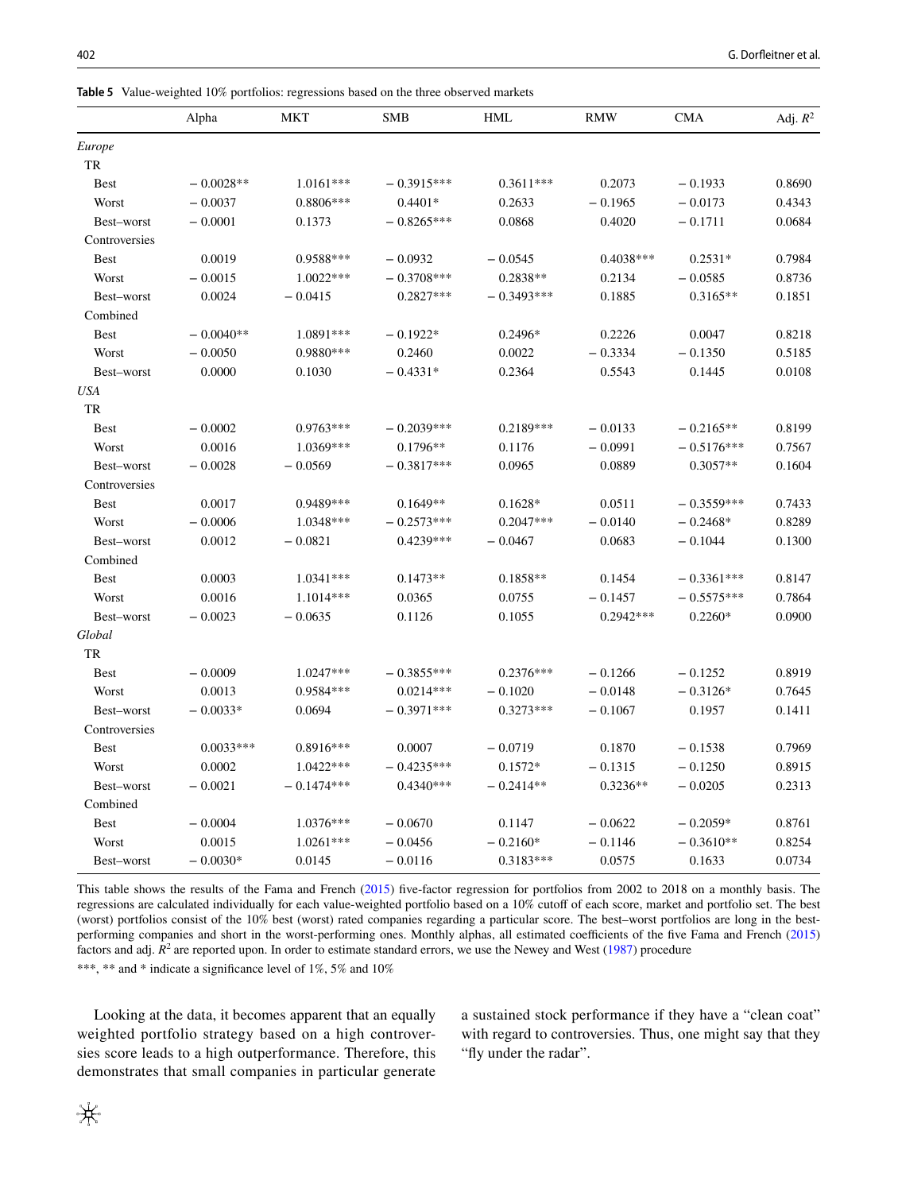**Table 5** Value-weighted 10% portfolios: regressions based on the three observed markets

| | Alpha | MKT | SMB | HML | RMW | CMA | Adj. $R^2$ |
|---|---|---|---|---|---|---|---|
| *Europe* | | | | | | | |
| TR | | | | | | | |
| Best | − 0.0028** | 1.0161*** | − 0.3915*** | 0.3611*** | 0.2073 | − 0.1933 | 0.8690 |
| Worst | − 0.0037 | 0.8806*** | 0.4401* | 0.2633 | − 0.1965 | − 0.0173 | 0.4343 |
| Best–worst | − 0.0001 | 0.1373 | − 0.8265*** | 0.0868 | 0.4020 | − 0.1711 | 0.0684 |
| Controversies | | | | | | | |
| Best | 0.0019 | 0.9588*** | − 0.0932 | − 0.0545 | 0.4038*** | 0.2531* | 0.7984 |
| Worst | − 0.0015 | 1.0022*** | − 0.3708*** | 0.2838** | 0.2134 | − 0.0585 | 0.8736 |
| Best–worst | 0.0024 | − 0.0415 | 0.2827*** | − 0.3493*** | 0.1885 | 0.3165** | 0.1851 |
| Combined | | | | | | | |
| Best | − 0.0040** | 1.0891*** | − 0.1922* | 0.2496* | 0.2226 | 0.0047 | 0.8218 |
| Worst | − 0.0050 | 0.9880*** | 0.2460 | 0.0022 | − 0.3334 | − 0.1350 | 0.5185 |
| Best–worst | 0.0000 | 0.1030 | − 0.4331* | 0.2364 | 0.5543 | 0.1445 | 0.0108 |
| *USA* | | | | | | | |
| TR | | | | | | | |
| Best | − 0.0002 | 0.9763*** | − 0.2039*** | 0.2189*** | − 0.0133 | − 0.2165** | 0.8199 |
| Worst | 0.0016 | 1.0369*** | 0.1796** | 0.1176 | − 0.0991 | − 0.5176*** | 0.7567 |
| Best–worst | − 0.0028 | − 0.0569 | − 0.3817*** | 0.0965 | 0.0889 | 0.3057** | 0.1604 |
| Controversies | | | | | | | |
| Best | 0.0017 | 0.9489*** | 0.1649** | 0.1628* | 0.0511 | − 0.3559*** | 0.7433 |
| Worst | − 0.0006 | 1.0348*** | − 0.2573*** | 0.2047*** | − 0.0140 | − 0.2468* | 0.8289 |
| Best–worst | 0.0012 | − 0.0821 | 0.4239*** | − 0.0467 | 0.0683 | − 0.1044 | 0.1300 |
| Combined | | | | | | | |
| Best | 0.0003 | 1.0341*** | 0.1473** | 0.1858** | 0.1454 | − 0.3361*** | 0.8147 |
| Worst | 0.0016 | 1.1014*** | 0.0365 | 0.0755 | − 0.1457 | − 0.5575*** | 0.7864 |
| Best–worst | − 0.0023 | − 0.0635 | 0.1126 | 0.1055 | 0.2942*** | 0.2260* | 0.0900 |
| *Global* | | | | | | | |
| TR | | | | | | | |
| Best | − 0.0009 | 1.0247*** | − 0.3855*** | 0.2376*** | − 0.1266 | − 0.1252 | 0.8919 |
| Worst | 0.0013 | 0.9584*** | 0.0214*** | − 0.1020 | − 0.0148 | − 0.3126* | 0.7645 |
| Best–worst | − 0.0033* | 0.0694 | − 0.3971*** | 0.3273*** | − 0.1067 | 0.1957 | 0.1411 |
| Controversies | | | | | | | |
| Best | 0.0033*** | 0.8916*** | 0.0007 | − 0.0719 | 0.1870 | − 0.1538 | 0.7969 |
| Worst | 0.0002 | 1.0422*** | − 0.4235*** | 0.1572* | − 0.1315 | − 0.1250 | 0.8915 |
| Best–worst | − 0.0021 | − 0.1474*** | 0.4340*** | − 0.2414** | 0.3236** | − 0.0205 | 0.2313 |
| Combined | | | | | | | |
| Best | − 0.0004 | 1.0376*** | − 0.0670 | 0.1147 | − 0.0622 | − 0.2059* | 0.8761 |
| Worst | 0.0015 | 1.0261*** | − 0.0456 | − 0.2160* | − 0.1146 | − 0.3610** | 0.8254 |
| Best–worst | − 0.0030* | 0.0145 | − 0.0116 | 0.3183*** | 0.0575 | 0.1633 | 0.0734 |

This table shows the results of the Fama and French (2015) five-factor regression for portfolios from 2002 to 2018 on a monthly basis. The regressions are calculated individually for each value-weighted portfolio based on a 10% cutoff of each score, market and portfolio set. The best (worst) portfolios consist of the 10% best (worst) rated companies regarding a particular score. The best–worst portfolios are long in the best-performing companies and short in the worst-performing ones. Monthly alphas, all estimated coefficients of the five Fama and French (2015) factors and adj. $R^2$ are reported upon. In order to estimate standard errors, we use the Newey and West (1987) procedure

***, ** and * indicate a significance level of 1%, 5% and 10%

Looking at the data, it becomes apparent that an equally weighted portfolio strategy based on a high controversies score leads to a high outperformance. Therefore, this demonstrates that small companies in particular generate a sustained stock performance if they have a "clean coat" with regard to controversies. Thus, one might say that they "fly under the radar".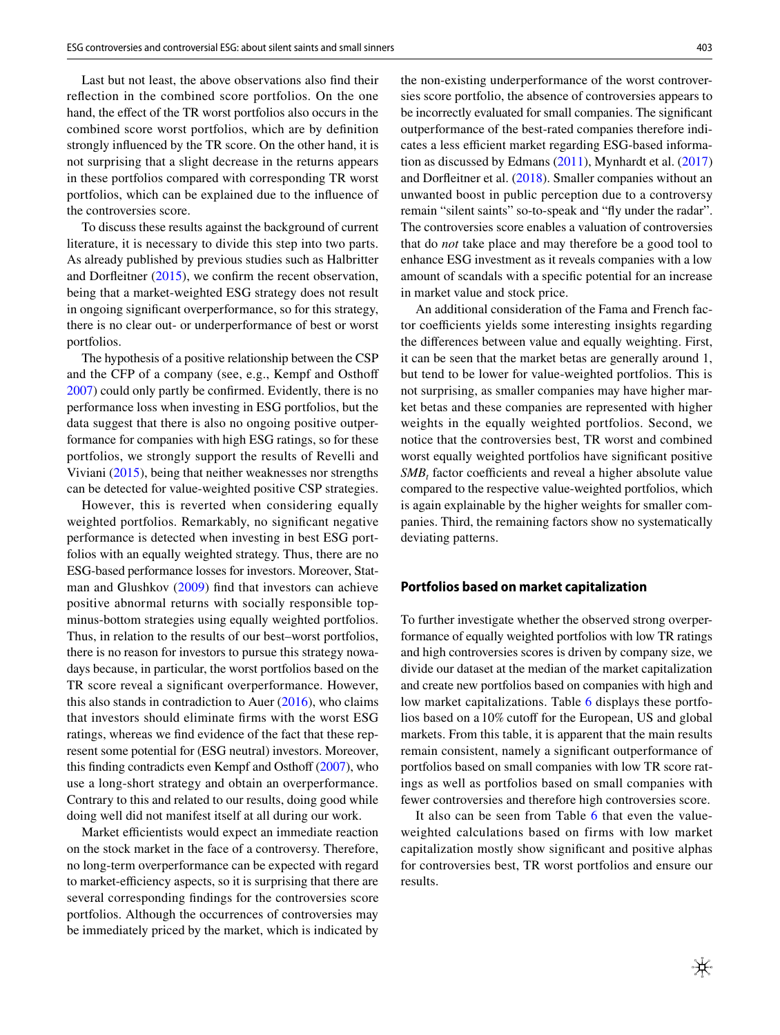Last but not least, the above observations also find their reflection in the combined score portfolios. On the one hand, the effect of the TR worst portfolios also occurs in the combined score worst portfolios, which are by definition strongly influenced by the TR score. On the other hand, it is not surprising that a slight decrease in the returns appears in these portfolios compared with corresponding TR worst portfolios, which can be explained due to the influence of the controversies score.

To discuss these results against the background of current literature, it is necessary to divide this step into two parts. As already published by previous studies such as Halbritter and Dorfleitner (2015), we confirm the recent observation, being that a market-weighted ESG strategy does not result in ongoing significant overperformance, so for this strategy, there is no clear out- or underperformance of best or worst portfolios.

The hypothesis of a positive relationship between the CSP and the CFP of a company (see, e.g., Kempf and Osthoff 2007) could only partly be confirmed. Evidently, there is no performance loss when investing in ESG portfolios, but the data suggest that there is also no ongoing positive outperformance for companies with high ESG ratings, so for these portfolios, we strongly support the results of Revelli and Viviani (2015), being that neither weaknesses nor strengths can be detected for value-weighted positive CSP strategies.

However, this is reverted when considering equally weighted portfolios. Remarkably, no significant negative performance is detected when investing in best ESG portfolios with an equally weighted strategy. Thus, there are no ESG-based performance losses for investors. Moreover, Statman and Glushkov (2009) find that investors can achieve positive abnormal returns with socially responsible top-minus-bottom strategies using equally weighted portfolios. Thus, in relation to the results of our best–worst portfolios, there is no reason for investors to pursue this strategy nowadays because, in particular, the worst portfolios based on the TR score reveal a significant overperformance. However, this also stands in contradiction to Auer (2016), who claims that investors should eliminate firms with the worst ESG ratings, whereas we find evidence of the fact that these represent some potential for (ESG neutral) investors. Moreover, this finding contradicts even Kempf and Osthoff (2007), who use a long-short strategy and obtain an overperformance. Contrary to this and related to our results, doing good while doing well did not manifest itself at all during our work.

Market efficientists would expect an immediate reaction on the stock market in the face of a controversy. Therefore, no long-term overperformance can be expected with regard to market-efficiency aspects, so it is surprising that there are several corresponding findings for the controversies score portfolios. Although the occurrences of controversies may be immediately priced by the market, which is indicated by the non-existing underperformance of the worst controversies score portfolio, the absence of controversies appears to be incorrectly evaluated for small companies. The significant outperformance of the best-rated companies therefore indicates a less efficient market regarding ESG-based information as discussed by Edmans (2011), Mynhardt et al. (2017) and Dorfleitner et al. (2018). Smaller companies without an unwanted boost in public perception due to a controversy remain "silent saints" so-to-speak and "fly under the radar". The controversies score enables a valuation of controversies that do *not* take place and may therefore be a good tool to enhance ESG investment as it reveals companies with a low amount of scandals with a specific potential for an increase in market value and stock price.

An additional consideration of the Fama and French factor coefficients yields some interesting insights regarding the differences between value and equally weighting. First, it can be seen that the market betas are generally around 1, but tend to be lower for value-weighted portfolios. This is not surprising, as smaller companies may have higher market betas and these companies are represented with higher weights in the equally weighted portfolios. Second, we notice that the controversies best, TR worst and combined worst equally weighted portfolios have significant positive $SMB_t$ factor coefficients and reveal a higher absolute value compared to the respective value-weighted portfolios, which is again explainable by the higher weights for smaller companies. Third, the remaining factors show no systematically deviating patterns.

## Portfolios based on market capitalization

To further investigate whether the observed strong overperformance of equally weighted portfolios with low TR ratings and high controversies scores is driven by company size, we divide our dataset at the median of the market capitalization and create new portfolios based on companies with high and low market capitalizations. Table 6 displays these portfolios based on a 10% cutoff for the European, US and global markets. From this table, it is apparent that the main results remain consistent, namely a significant outperformance of portfolios based on small companies with low TR score ratings as well as portfolios based on small companies with fewer controversies and therefore high controversies score.

It also can be seen from Table 6 that even the value-weighted calculations based on firms with low market capitalization mostly show significant and positive alphas for controversies best, TR worst portfolios and ensure our results.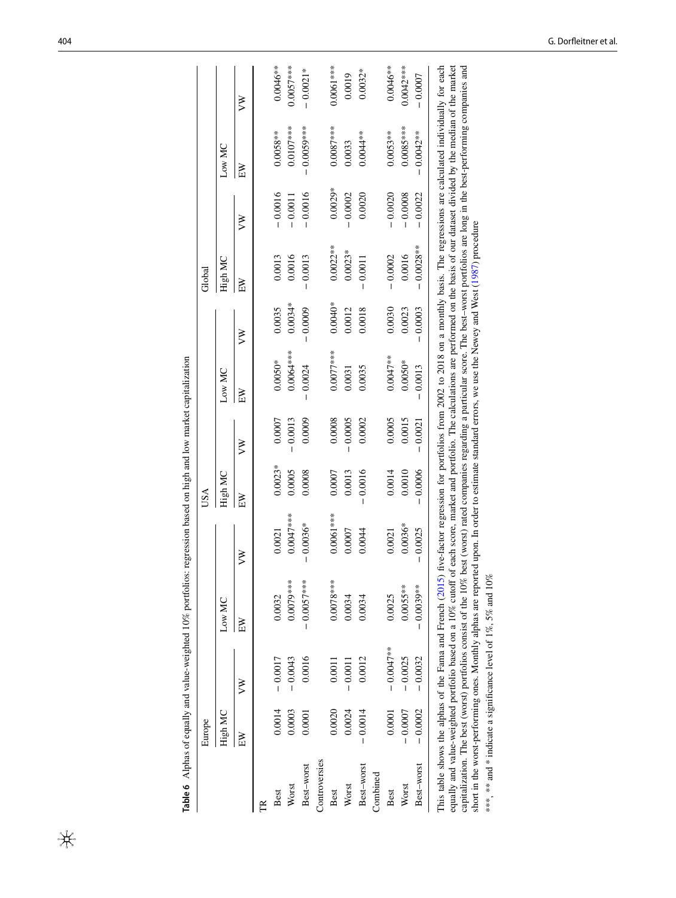**Table 6** Alphas of equally and value-weighted 10% portfolios: regression based on high and low market capitalization

| | Europe | | | | USA | | | | Global | | | |
|---|---|---|---|---|---|---|---|---|---|---|---|---|
| | High MC | | Low MC | | High MC | | Low MC | | High MC | | Low MC | |
| | EW | VW | EW | VW | EW | VW | EW | VW | EW | VW | EW | VW |
| TR | | | | | | | | | | | | |
| Best | 0.0014 | − 0.0017 | 0.0032 | 0.0021 | 0.0023* | 0.0007 | 0.0050* | 0.0035 | 0.0013 | − 0.0016 | 0.0058** | 0.0046** |
| Worst | 0.0003 | − 0.0043 | 0.0079*** | 0.0047*** | 0.0005 | − 0.0013 | 0.0064*** | 0.0034* | 0.0016 | − 0.0011 | 0.0107*** | 0.0057*** |
| Best–worst | 0.0001 | 0.0016 | − 0.0057*** | − 0.0036* | 0.0008 | 0.0009 | − 0.0024 | − 0.0009 | − 0.0013 | − 0.0016 | − 0.0059*** | − 0.0021* |
| Controversies | | | | | | | | | | | | |
| Best | 0.0020 | 0.0011 | 0.0078*** | 0.0061*** | 0.0007 | 0.0008 | 0.0077*** | 0.0040* | 0.0022** | 0.0029* | 0.0087*** | 0.0061*** |
| Worst | 0.0024 | − 0.0011 | 0.0034 | 0.0007 | 0.0013 | − 0.0005 | 0.0031 | 0.0012 | 0.0023* | − 0.0002 | 0.0033 | 0.0019 |
| Best–worst | − 0.0014 | 0.0012 | 0.0034 | 0.0044 | − 0.0016 | 0.0002 | 0.0035 | 0.0018 | − 0.0011 | 0.0020 | 0.0044** | 0.0032* |
| Combined | | | | | | | | | | | | |
| Best | 0.0001 | − 0.0047** | 0.0025 | 0.0021 | 0.0014 | 0.0005 | 0.0047** | 0.0030 | − 0.0002 | − 0.0020 | 0.0053** | 0.0046** |
| Worst | − 0.0007 | − 0.0025 | 0.0055** | 0.0036* | 0.0010 | 0.0015 | 0.0050* | 0.0023 | 0.0016 | − 0.0008 | 0.0085*** | 0.0042*** |
| Best–worst | − 0.0002 | − 0.0032 | − 0.0039** | − 0.0025 | − 0.0006 | − 0.0021 | − 0.0013 | − 0.0003 | − 0.0028** | − 0.0022 | − 0.0042** | − 0.0007 |

This table shows the alphas of the Fama and French (2015) five-factor regression for portfolios from 2002 to 2018 on a monthly basis. The regressions are calculated individually for each equally and value-weighted portfolio based on a 10% cutoff of each score, market and portfolio. The calculations are performed on the basis of our dataset divided by the median of the market capitalization. The best (worst) portfolios consist of the 10% best (worst) rated companies regarding a particular score. The best–worst portfolios are long in the best-performing companies and short in the worst-performing ones. Monthly alphas are reported upon. In order to estimate standard errors, we use the Newey and West (1987) procedure

***, ** and * indicate a significance level of 1%, 5% and 10%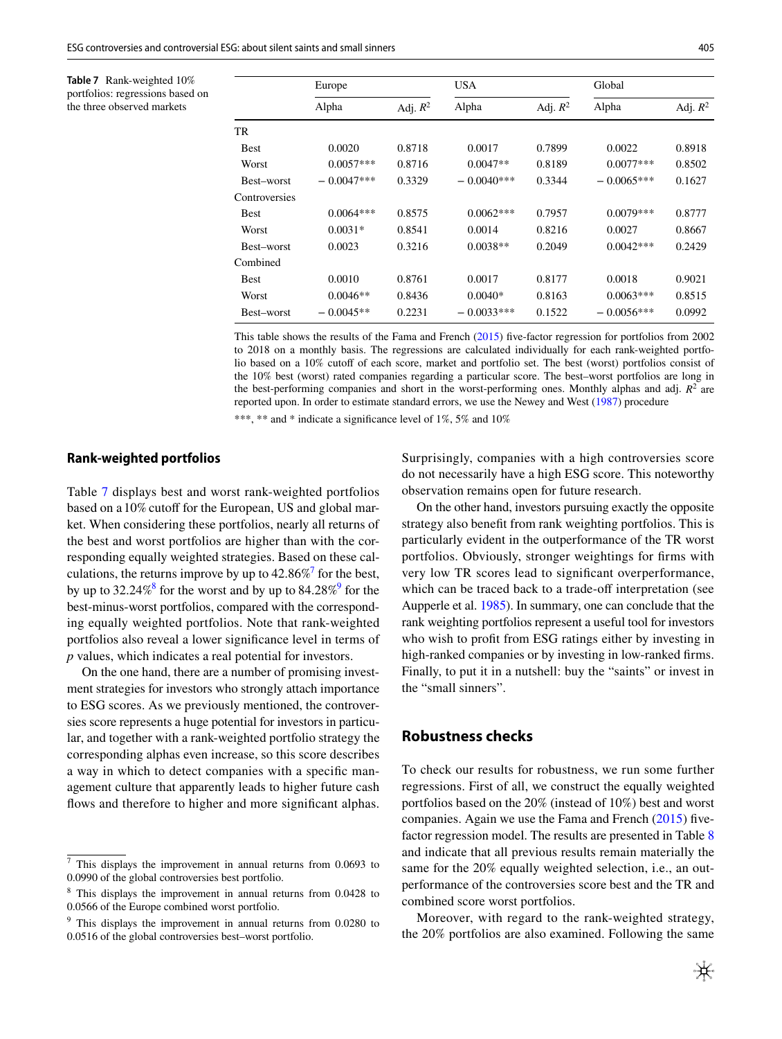**Table 7** Rank-weighted 10% portfolios: regressions based on the three observed markets

| | Europe | | USA | | Global | |
|---|---|---|---|---|---|---|
| | Alpha | Adj. $R^2$ | Alpha | Adj. $R^2$ | Alpha | Adj. $R^2$ |
| TR | | | | | | |
| Best | 0.0020 | 0.8718 | 0.0017 | 0.7899 | 0.0022 | 0.8918 |
| Worst | 0.0057*** | 0.8716 | 0.0047** | 0.8189 | 0.0077*** | 0.8502 |
| Best–worst | − 0.0047*** | 0.3329 | − 0.0040*** | 0.3344 | − 0.0065*** | 0.1627 |
| Controversies | | | | | | |
| Best | 0.0064*** | 0.8575 | 0.0062*** | 0.7957 | 0.0079*** | 0.8777 |
| Worst | 0.0031* | 0.8541 | 0.0014 | 0.8216 | 0.0027 | 0.8667 |
| Best–worst | 0.0023 | 0.3216 | 0.0038** | 0.2049 | 0.0042*** | 0.2429 |
| Combined | | | | | | |
| Best | 0.0010 | 0.8761 | 0.0017 | 0.8177 | 0.0018 | 0.9021 |
| Worst | 0.0046** | 0.8436 | 0.0040* | 0.8163 | 0.0063*** | 0.8515 |
| Best–worst | − 0.0045** | 0.2231 | − 0.0033*** | 0.1522 | − 0.0056*** | 0.0992 |

This table shows the results of the Fama and French (2015) five-factor regression for portfolios from 2002 to 2018 on a monthly basis. The regressions are calculated individually for each rank-weighted portfolio based on a 10% cutoff of each score, market and portfolio set. The best (worst) portfolios consist of the 10% best (worst) rated companies regarding a particular score. The best–worst portfolios are long in the best-performing companies and short in the worst-performing ones. Monthly alphas and adj. $R^2$ are reported upon. In order to estimate standard errors, we use the Newey and West (1987) procedure

***, ** and * indicate a significance level of 1%, 5% and 10%

## Rank-weighted portfolios

Table 7 displays best and worst rank-weighted portfolios based on a 10% cutoff for the European, US and global market. When considering these portfolios, nearly all returns of the best and worst portfolios are higher than with the corresponding equally weighted strategies. Based on these calculations, the returns improve by up to 42.86%[7] for the best, by up to 32.24%[8] for the worst and by up to 84.28%[9] for the best-minus-worst portfolios, compared with the corresponding equally weighted portfolios. Note that rank-weighted portfolios also reveal a lower significance level in terms of *p* values, which indicates a real potential for investors.

On the one hand, there are a number of promising investment strategies for investors who strongly attach importance to ESG scores. As we previously mentioned, the controversies score represents a huge potential for investors in particular, and together with a rank-weighted portfolio strategy the corresponding alphas even increase, so this score describes a way in which to detect companies with a specific management culture that apparently leads to higher future cash flows and therefore to higher and more significant alphas. Surprisingly, companies with a high controversies score do not necessarily have a high ESG score. This noteworthy observation remains open for future research.

On the other hand, investors pursuing exactly the opposite strategy also benefit from rank weighting portfolios. This is particularly evident in the outperformance of the TR worst portfolios. Obviously, stronger weightings for firms with very low TR scores lead to significant overperformance, which can be traced back to a trade-off interpretation (see Aupperle et al. 1985). In summary, one can conclude that the rank weighting portfolios represent a useful tool for investors who wish to profit from ESG ratings either by investing in high-ranked companies or by investing in low-ranked firms. Finally, to put it in a nutshell: buy the "saints" or invest in the "small sinners".

## Robustness checks

To check our results for robustness, we run some further regressions. First of all, we construct the equally weighted portfolios based on the 20% (instead of 10%) best and worst companies. Again we use the Fama and French (2015) five-factor regression model. The results are presented in Table 8 and indicate that all previous results remain materially the same for the 20% equally weighted selection, i.e., an outperformance of the controversies score best and the TR and combined score worst portfolios.

Moreover, with regard to the rank-weighted strategy, the 20% portfolios are also examined. Following the same

[7] This displays the improvement in annual returns from 0.0693 to 0.0990 of the global controversies best portfolio.

[8] This displays the improvement in annual returns from 0.0428 to 0.0566 of the Europe combined worst portfolio.

[9] This displays the improvement in annual returns from 0.0280 to 0.0516 of the global controversies best–worst portfolio.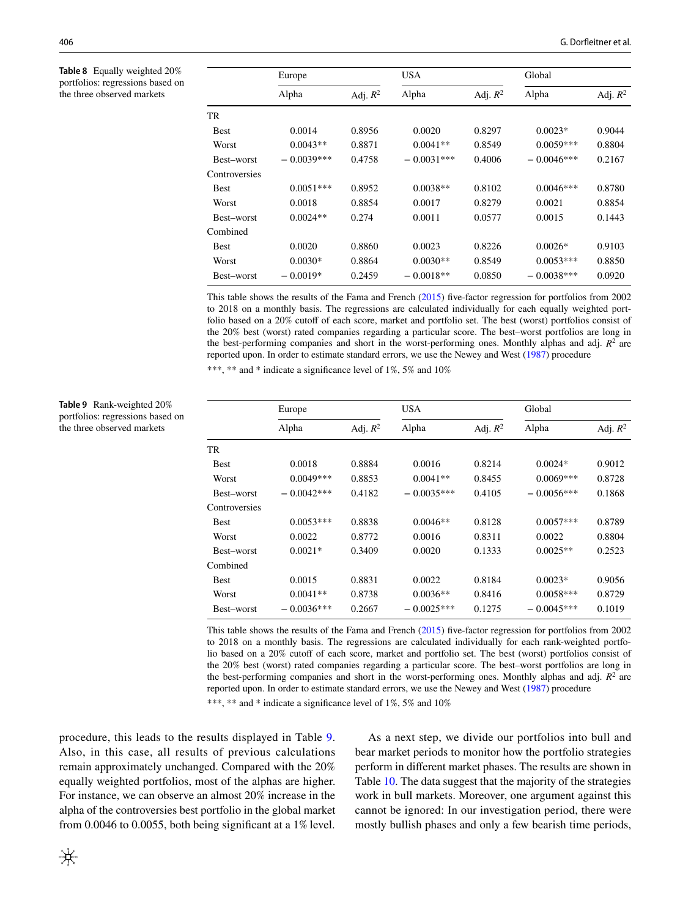**Table 8** Equally weighted 20% portfolios: regressions based on the three observed markets

| | Europe | | USA | | Global | |
|---|---|---|---|---|---|---|
| | Alpha | Adj. $R^2$ | Alpha | Adj. $R^2$ | Alpha | Adj. $R^2$ |
| TR | | | | | | |
| Best | 0.0014 | 0.8956 | 0.0020 | 0.8297 | 0.0023* | 0.9044 |
| Worst | 0.0043** | 0.8871 | 0.0041** | 0.8549 | 0.0059*** | 0.8804 |
| Best–worst | − 0.0039*** | 0.4758 | − 0.0031*** | 0.4006 | − 0.0046*** | 0.2167 |
| Controversies | | | | | | |
| Best | 0.0051*** | 0.8952 | 0.0038** | 0.8102 | 0.0046*** | 0.8780 |
| Worst | 0.0018 | 0.8854 | 0.0017 | 0.8279 | 0.0021 | 0.8854 |
| Best–worst | 0.0024** | 0.274 | 0.0011 | 0.0577 | 0.0015 | 0.1443 |
| Combined | | | | | | |
| Best | 0.0020 | 0.8860 | 0.0023 | 0.8226 | 0.0026* | 0.9103 |
| Worst | 0.0030* | 0.8864 | 0.0030** | 0.8549 | 0.0053*** | 0.8850 |
| Best–worst | − 0.0019* | 0.2459 | − 0.0018** | 0.0850 | − 0.0038*** | 0.0920 |

This table shows the results of the Fama and French (2015) five-factor regression for portfolios from 2002 to 2018 on a monthly basis. The regressions are calculated individually for each equally weighted portfolio based on a 20% cutoff of each score, market and portfolio set. The best (worst) portfolios consist of the 20% best (worst) rated companies regarding a particular score. The best–worst portfolios are long in the best-performing companies and short in the worst-performing ones. Monthly alphas and adj. $R^2$ are reported upon. In order to estimate standard errors, we use the Newey and West (1987) procedure

***, ** and * indicate a significance level of 1%, 5% and 10%

**Table 9** Rank-weighted 20% portfolios: regressions based on the three observed markets

| | Europe | | USA | | Global | |
|---|---|---|---|---|---|---|
| | Alpha | Adj. $R^2$ | Alpha | Adj. $R^2$ | Alpha | Adj. $R^2$ |
| TR | | | | | | |
| Best | 0.0018 | 0.8884 | 0.0016 | 0.8214 | 0.0024* | 0.9012 |
| Worst | 0.0049*** | 0.8853 | 0.0041** | 0.8455 | 0.0069*** | 0.8728 |
| Best–worst | − 0.0042*** | 0.4182 | − 0.0035*** | 0.4105 | − 0.0056*** | 0.1868 |
| Controversies | | | | | | |
| Best | 0.0053*** | 0.8838 | 0.0046** | 0.8128 | 0.0057*** | 0.8789 |
| Worst | 0.0022 | 0.8772 | 0.0016 | 0.8311 | 0.0022 | 0.8804 |
| Best–worst | 0.0021* | 0.3409 | 0.0020 | 0.1333 | 0.0025** | 0.2523 |
| Combined | | | | | | |
| Best | 0.0015 | 0.8831 | 0.0022 | 0.8184 | 0.0023* | 0.9056 |
| Worst | 0.0041** | 0.8738 | 0.0036** | 0.8416 | 0.0058*** | 0.8729 |
| Best–worst | − 0.0036*** | 0.2667 | − 0.0025*** | 0.1275 | − 0.0045*** | 0.1019 |

This table shows the results of the Fama and French (2015) five-factor regression for portfolios from 2002 to 2018 on a monthly basis. The regressions are calculated individually for each rank-weighted portfolio based on a 20% cutoff of each score, market and portfolio set. The best (worst) portfolios consist of the 20% best (worst) rated companies regarding a particular score. The best–worst portfolios are long in the best-performing companies and short in the worst-performing ones. Monthly alphas and adj. $R^2$ are reported upon. In order to estimate standard errors, we use the Newey and West (1987) procedure

***, ** and * indicate a significance level of 1%, 5% and 10%

procedure, this leads to the results displayed in Table 9. Also, in this case, all results of previous calculations remain approximately unchanged. Compared with the 20% equally weighted portfolios, most of the alphas are higher. For instance, we can observe an almost 20% increase in the alpha of the controversies best portfolio in the global market from 0.0046 to 0.0055, both being significant at a 1% level.

As a next step, we divide our portfolios into bull and bear market periods to monitor how the portfolio strategies perform in different market phases. The results are shown in Table 10. The data suggest that the majority of the strategies work in bull markets. Moreover, one argument against this cannot be ignored: In our investigation period, there were mostly bullish phases and only a few bearish time periods,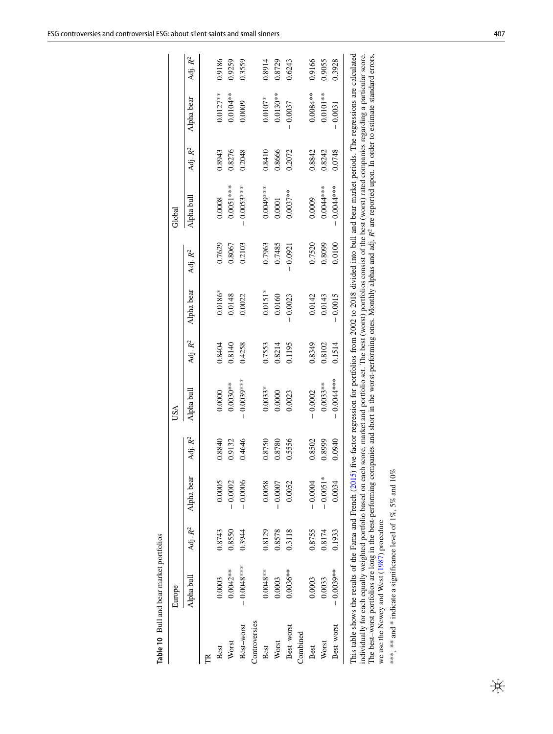**Table 10** Bull and bear market portfolios

| | Europe | | | | USA | | | | Global | | | |
|---|---|---|---|---|---|---|---|---|---|---|---|---|
| | Alpha bull | Adj. $R^2$ | Alpha bear | Adj. $R^2$ | Alpha bull | Adj. $R^2$ | Alpha bear | Adj. $R^2$ | Alpha bull | Adj. $R^2$ | Alpha bear | Adj. $R^2$ |
| TR | | | | | | | | | | | | |
| Best | 0.0003 | 0.8743 | 0.0005 | 0.8840 | 0.0000 | 0.8404 | 0.0186* | 0.7629 | 0.0008 | 0.8943 | 0.0127** | 0.9186 |
| Worst | 0.0042** | 0.8550 | − 0.0002 | 0.9132 | 0.0030** | 0.8140 | 0.0148 | 0.8067 | 0.0051*** | 0.8276 | 0.0104** | 0.9259 |
| Best–worst | − 0.0048*** | 0.3944 | − 0.0006 | 0.4646 | − 0.0039*** | 0.4258 | 0.0022 | 0.2103 | − 0.0053*** | 0.2048 | 0.0009 | 0.3559 |
| Controversies | | | | | | | | | | | | |
| Best | 0.0048** | 0.8129 | 0.0058 | 0.8750 | 0.0033* | 0.7553 | 0.0151* | 0.7963 | 0.0049*** | 0.8410 | 0.0107* | 0.8914 |
| Worst | 0.0003 | 0.8578 | − 0.0007 | 0.8780 | 0.0000 | 0.8214 | 0.0160 | 0.7485 | 0.0001 | 0.8666 | 0.0130** | 0.8729 |
| Best–worst | 0.0036** | 0.3118 | 0.0052 | 0.5556 | 0.0023 | 0.1195 | − 0.0023 | − 0.0921 | 0.0037** | 0.2072 | − 0.0037 | 0.6243 |
| Combined | | | | | | | | | | | | |
| Best | 0.0003 | 0.8755 | − 0.0004 | 0.8502 | − 0.0002 | 0.8349 | 0.0142 | 0.7520 | 0.0009 | 0.8842 | 0.0084** | 0.9166 |
| Worst | 0.0033 | 0.8174 | − 0.0051* | 0.8999 | 0.0033** | 0.8102 | 0.0143 | 0.8099 | 0.0044*** | 0.8242 | 0.0101** | 0.9055 |
| Best–worst | − 0.0039** | 0.1933 | 0.0034 | 0.0940 | − 0.0044*** | 0.1514 | − 0.0015 | 0.0100 | − 0.0044*** | 0.0748 | − 0.0031 | 0.3928 |

This table shows the results of the Fama and French (2015) five-factor regression for portfolios from 2002 to 2018 divided into bull and bear market periods. The regressions are calculated individually for each equally weighted portfolio based on each score, market and portfolio set. The best (worst) portfolios consist of the best (worst) rated companies regarding a particular score. The best–worst portfolios are long in the best-performing companies and short in the worst-performing ones. Monthly alphas and adj. $R^2$ are reported upon. In order to estimate standard errors, we use the Newey and West (1987) procedure

***, ** and * indicate a significance level of 1%, 5% and 10%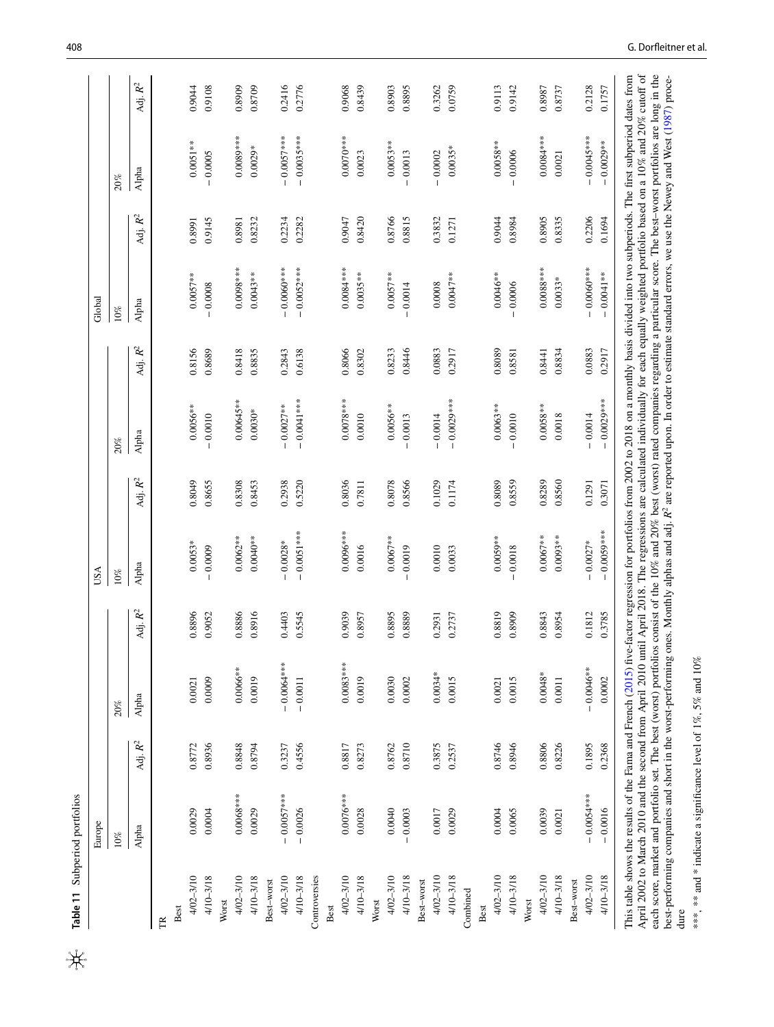**Table 11** Subperiod portfolios

| | Europe | | | | USA | | | | Global | | | |
|---|---|---|---|---|---|---|---|---|---|---|---|---|
| | 10% | | 20% | | 10% | | 20% | | 10% | | 20% | |
| | Alpha | Adj. $R^2$ | Alpha | Adj. $R^2$ | Alpha | Adj. $R^2$ | Alpha | Adj. $R^2$ | Alpha | Adj. $R^2$ | Alpha | Adj. $R^2$ |
| TR | | | | | | | | | | | | |
| Best | | | | | | | | | | | | |
| 4/02–3/10 | 0.0029 | 0.8772 | 0.0021 | 0.8896 | 0.0053* | 0.8049 | 0.0056** | 0.8156 | 0.0057** | 0.8991 | 0.0051** | 0.9044 |
| 4/10–3/18 | 0.0004 | 0.8936 | 0.0009 | 0.9052 | − 0.0009 | 0.8655 | − 0.0010 | 0.8689 | − 0.0008 | 0.9145 | − 0.0005 | 0.9108 |
| Worst | | | | | | | | | | | | |
| 4/02–3/10 | 0.0068*** | 0.8848 | 0.0066** | 0.8886 | 0.0062** | 0.8308 | 0.00645** | 0.8418 | 0.0098*** | 0.8981 | 0.0089*** | 0.8909 |
| 4/10–3/18 | 0.0029 | 0.8794 | 0.0019 | 0.8916 | 0.0040** | 0.8453 | 0.0030* | 0.8835 | 0.0043** | 0.8232 | 0.0029* | 0.8709 |
| Best–worst | | | | | | | | | | | | |
| 4/02–3/10 | − 0.0057*** | 0.3237 | − 0.0064*** | 0.4403 | − 0.0028* | 0.2938 | − 0.0027** | 0.2843 | − 0.0060*** | 0.2234 | − 0.0057*** | 0.2416 |
| 4/10–3/18 | − 0.0026 | 0.4556 | − 0.0011 | 0.5545 | − 0.0051*** | 0.5220 | − 0.0041*** | 0.6138 | − 0.0052*** | 0.2282 | − 0.0035*** | 0.2776 |
| Controversies | | | | | | | | | | | | |
| Best | | | | | | | | | | | | |
| 4/02–3/10 | 0.0076*** | 0.8817 | 0.0083*** | 0.9039 | 0.0096*** | 0.8036 | 0.0078*** | 0.8066 | 0.0084*** | 0.9047 | 0.0070*** | 0.9068 |
| 4/10–3/18 | 0.0028 | 0.8273 | 0.0019 | 0.8957 | 0.0016 | 0.7811 | 0.0010 | 0.8302 | 0.0035** | 0.8420 | 0.0023 | 0.8439 |
| Worst | | | | | | | | | | | | |
| 4/02–3/10 | 0.0040 | 0.8762 | 0.0030 | 0.8895 | 0.0067** | 0.8078 | 0.0056** | 0.8233 | 0.0057** | 0.8766 | 0.0053** | 0.8903 |
| 4/10–3/18 | − 0.0003 | 0.8710 | 0.0002 | 0.8889 | − 0.0019 | 0.8566 | − 0.0013 | 0.8446 | − 0.0014 | 0.8815 | − 0.0013 | 0.8895 |
| Best–worst | | | | | | | | | | | | |
| 4/02–3/10 | 0.0017 | 0.3875 | 0.0034* | 0.2931 | 0.0010 | 0.1029 | − 0.0014 | 0.0883 | 0.0008 | 0.3832 | − 0.0002 | 0.3262 |
| 4/10–3/18 | 0.0029 | 0.2537 | 0.0015 | 0.2737 | 0.0033 | 0.1174 | − 0.0029*** | 0.2917 | 0.0047** | 0.1271 | 0.0035* | 0.0759 |
| Combined | | | | | | | | | | | | |
| Best | | | | | | | | | | | | |
| 4/02–3/10 | 0.0004 | 0.8746 | 0.0021 | 0.8819 | 0.0059** | 0.8089 | 0.0063** | 0.8089 | 0.0046** | 0.9044 | 0.0058** | 0.9113 |
| 4/10–3/18 | 0.0065 | 0.8946 | 0.0015 | 0.8909 | − 0.0018 | 0.8559 | − 0.0010 | 0.8581 | − 0.0006 | 0.8984 | − 0.0006 | 0.9142 |
| Worst | | | | | | | | | | | | |
| 4/02–3/10 | 0.0039 | 0.8806 | 0.0048* | 0.8843 | 0.0067** | 0.8289 | 0.0058** | 0.8441 | 0.0088*** | 0.8905 | 0.0084*** | 0.8987 |
| 4/10–3/18 | 0.0021 | 0.8226 | 0.0011 | 0.8954 | 0.0093** | 0.8560 | 0.0018 | 0.8834 | 0.0033* | 0.8335 | 0.0021 | 0.8737 |
| Best–worst | | | | | | | | | | | | |
| 4/02–3/10 | − 0.0054*** | 0.1895 | − 0.0046** | 0.1812 | − 0.0027* | 0.1291 | − 0.0014 | 0.0883 | − 0.0060*** | 0.2206 | − 0.0045*** | 0.2128 |
| 4/10–3/18 | − 0.0016 | 0.2368 | 0.0002 | 0.3785 | − 0.0059*** | 0.3071 | − 0.0029*** | 0.2917 | − 0.0041** | 0.1694 | − 0.0029** | 0.1757 |

This table shows the results of the Fama and French (2015) five-factor regression for portfolios from 2002 to 2018 on a monthly basis divided into two subperiods. The first subperiod dates from April 2002 to March 2010 and the second from April 2010 until April 2018. The regressions are calculated individually for each equally weighted portfolio based on a 10% and 20% cutoff of each score, market and portfolio set. The best (worst) portfolios consist of the 10% and 20% best (worst) rated companies regarding a particular score. The best–worst portfolios are long in the best-performing companies and short in the worst-performing ones. Monthly alphas and adj. $R^2$ are reported upon. In order to estimate standard errors, we use the Newey and West (1987) procedure

***, ** and * indicate a significance level of 1%, 5% and 10%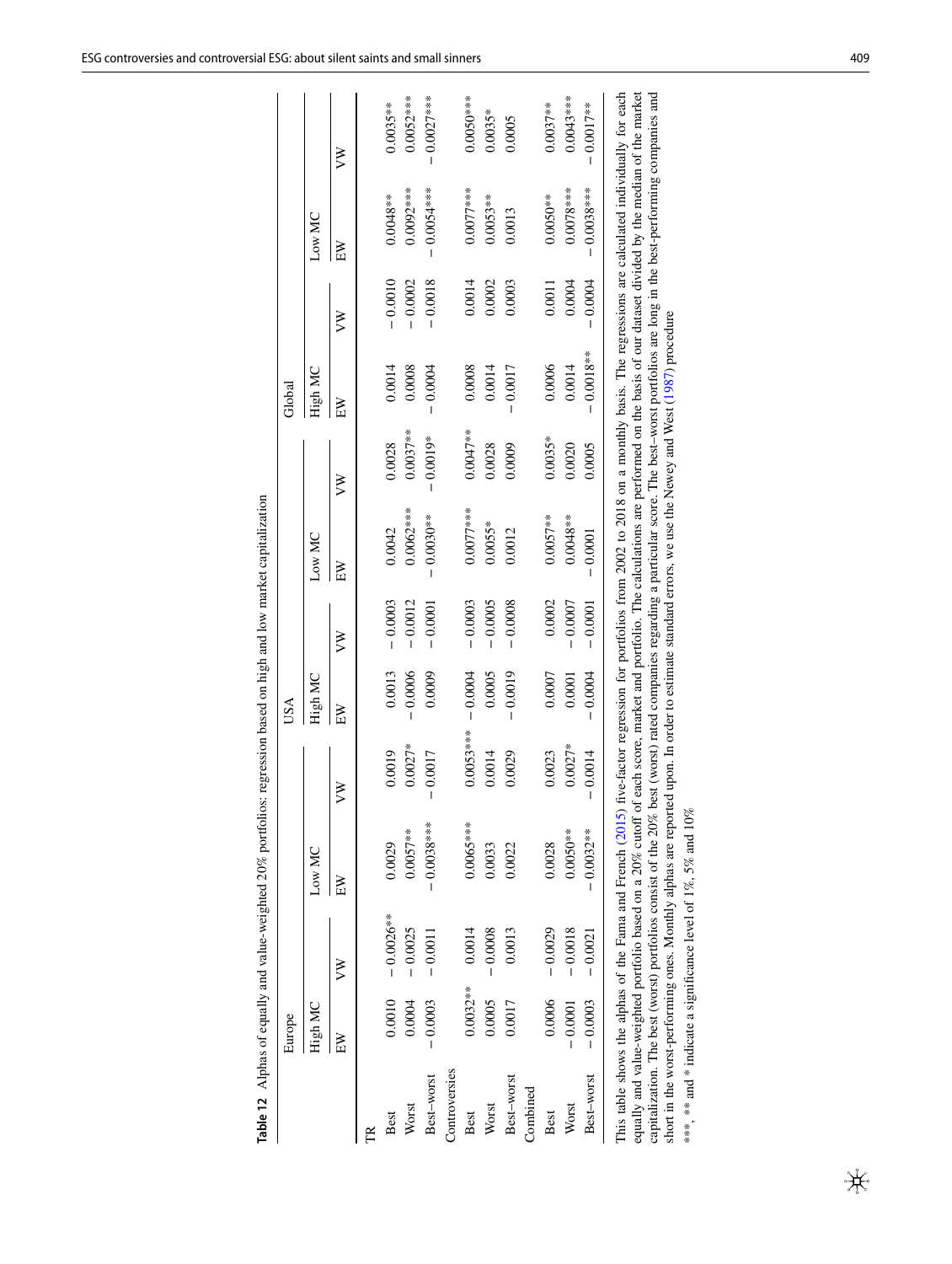**Table 12** Alphas of equally and value-weighted 20% portfolios: regression based on high and low market capitalization

| | Europe | | | | USA | | | | Global | | | |
|---|---|---|---|---|---|---|---|---|---|---|---|---|
| | High MC | | Low MC | | High MC | | Low MC | | High MC | | Low MC | |
| | EW | VW | EW | VW | EW | VW | EW | VW | EW | VW | EW | VW |
| TR | | | | | | | | | | | | |
| Best | 0.0010 | −0.0026** | 0.0029 | 0.0019 | 0.0013 | −0.0003 | 0.0042 | 0.0028 | 0.0014 | −0.0010 | 0.0048** | 0.0035** |
| Worst | 0.0004 | −0.0025 | 0.0057** | 0.0027* | −0.0006 | −0.0012 | 0.0062*** | 0.0037** | 0.0008 | −0.0002 | 0.0092*** | 0.0052*** |
| Best–worst | −0.0003 | −0.0011 | −0.0038*** | −0.0017 | 0.0009 | −0.0001 | −0.0030** | −0.0019* | −0.0004 | −0.0018 | −0.0054*** | −0.0027*** |
| Controversies | | | | | | | | | | | | |
| Best | 0.0032** | 0.0014 | 0.0065*** | 0.0053*** | −0.0004 | −0.0003 | 0.0077*** | 0.0047** | 0.0008 | 0.0014 | 0.0077*** | 0.0050*** |
| Worst | 0.0005 | −0.0008 | 0.0033 | 0.0014 | 0.0005 | −0.0005 | 0.0055* | 0.0028 | 0.0014 | 0.0002 | 0.0053** | 0.0035* |
| Best–worst | 0.0017 | 0.0013 | 0.0022 | 0.0029 | −0.0019 | −0.0008 | 0.0012 | 0.0009 | −0.0017 | 0.0003 | 0.0013 | 0.0005 |
| Combined | | | | | | | | | | | | |
| Best | 0.0006 | −0.0029 | 0.0028 | 0.0023 | 0.0007 | 0.0002 | 0.0057** | 0.0035* | 0.0006 | 0.0011 | 0.0050** | 0.0037** |
| Worst | −0.0001 | −0.0018 | 0.0050** | 0.0027* | 0.0001 | −0.0007 | 0.0048** | 0.0020 | 0.0014 | 0.0004 | 0.0078*** | 0.0043*** |
| Best–worst | −0.0003 | −0.0021 | −0.0032** | −0.0014 | −0.0004 | −0.0001 | −0.0001 | 0.0005 | −0.0018** | −0.0004 | −0.0038*** | −0.0017** |

This table shows the alphas of the Fama and French (2015) five-factor regression for portfolios from 2002 to 2018 on a monthly basis. The regressions are calculated individually for each equally and value-weighted portfolio based on a 20% cutoff of each score, market and portfolio. The calculations are performed on the basis of our dataset divided by the median of the market capitalization. The best (worst) portfolios consist of the 20% best (worst) rated companies regarding a particular score. The best–worst portfolios are long in the best-performing companies and short in the worst-performing ones. Monthly alphas are reported upon. In order to estimate standard errors, we use the Newey and West (1987) procedure

***, ** and * indicate a significance level of 1%, 5% and 10%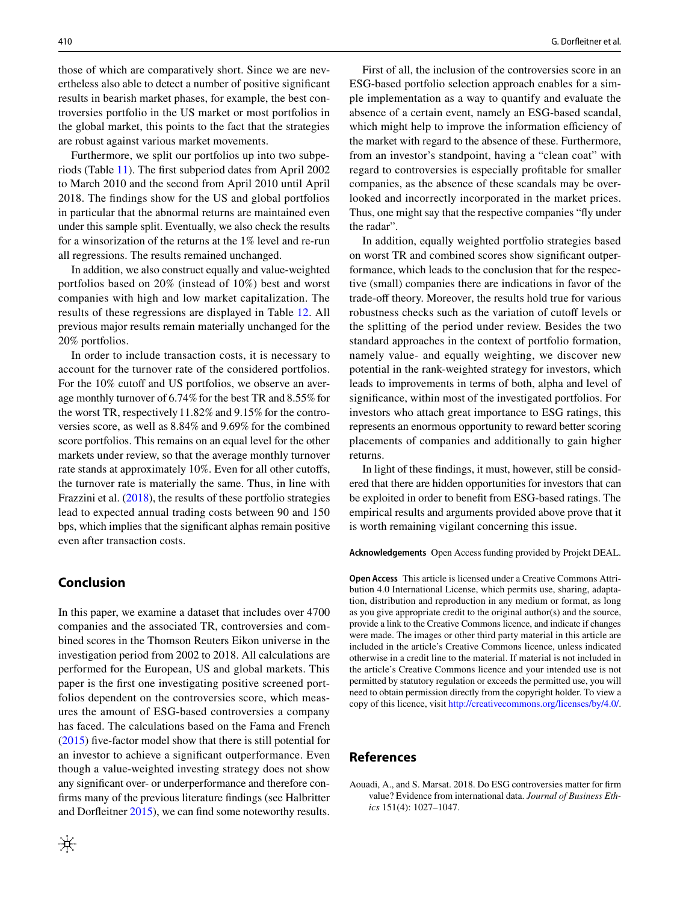those of which are comparatively short. Since we are nevertheless also able to detect a number of positive significant results in bearish market phases, for example, the best controversies portfolio in the US market or most portfolios in the global market, this points to the fact that the strategies are robust against various market movements.

Furthermore, we split our portfolios up into two subperiods (Table 11). The first subperiod dates from April 2002 to March 2010 and the second from April 2010 until April 2018. The findings show for the US and global portfolios in particular that the abnormal returns are maintained even under this sample split. Eventually, we also check the results for a winsorization of the returns at the 1% level and re-run all regressions. The results remained unchanged.

In addition, we also construct equally and value-weighted portfolios based on 20% (instead of 10%) best and worst companies with high and low market capitalization. The results of these regressions are displayed in Table 12. All previous major results remain materially unchanged for the 20% portfolios.

In order to include transaction costs, it is necessary to account for the turnover rate of the considered portfolios. For the 10% cutoff and US portfolios, we observe an average monthly turnover of 6.74% for the best TR and 8.55% for the worst TR, respectively 11.82% and 9.15% for the controversies score, as well as 8.84% and 9.69% for the combined score portfolios. This remains on an equal level for the other markets under review, so that the average monthly turnover rate stands at approximately 10%. Even for all other cutoffs, the turnover rate is materially the same. Thus, in line with Frazzini et al. (2018), the results of these portfolio strategies lead to expected annual trading costs between 90 and 150 bps, which implies that the significant alphas remain positive even after transaction costs.

## Conclusion

In this paper, we examine a dataset that includes over 4700 companies and the associated TR, controversies and combined scores in the Thomson Reuters Eikon universe in the investigation period from 2002 to 2018. All calculations are performed for the European, US and global markets. This paper is the first one investigating positive screened portfolios dependent on the controversies score, which measures the amount of ESG-based controversies a company has faced. The calculations based on the Fama and French (2015) five-factor model show that there is still potential for an investor to achieve a significant outperformance. Even though a value-weighted investing strategy does not show any significant over- or underperformance and therefore confirms many of the previous literature findings (see Halbritter and Dorfleitner 2015), we can find some noteworthy results.

First of all, the inclusion of the controversies score in an ESG-based portfolio selection approach enables for a simple implementation as a way to quantify and evaluate the absence of a certain event, namely an ESG-based scandal, which might help to improve the information efficiency of the market with regard to the absence of these. Furthermore, from an investor's standpoint, having a "clean coat" with regard to controversies is especially profitable for smaller companies, as the absence of these scandals may be overlooked and incorrectly incorporated in the market prices. Thus, one might say that the respective companies "fly under the radar".

In addition, equally weighted portfolio strategies based on worst TR and combined scores show significant outperformance, which leads to the conclusion that for the respective (small) companies there are indications in favor of the trade-off theory. Moreover, the results hold true for various robustness checks such as the variation of cutoff levels or the splitting of the period under review. Besides the two standard approaches in the context of portfolio formation, namely value- and equally weighting, we discover new potential in the rank-weighted strategy for investors, which leads to improvements in terms of both, alpha and level of significance, within most of the investigated portfolios. For investors who attach great importance to ESG ratings, this represents an enormous opportunity to reward better scoring placements of companies and additionally to gain higher returns.

In light of these findings, it must, however, still be considered that there are hidden opportunities for investors that can be exploited in order to benefit from ESG-based ratings. The empirical results and arguments provided above prove that it is worth remaining vigilant concerning this issue.

**Acknowledgements** Open Access funding provided by Projekt DEAL.

**Open Access** This article is licensed under a Creative Commons Attribution 4.0 International License, which permits use, sharing, adaptation, distribution and reproduction in any medium or format, as long as you give appropriate credit to the original author(s) and the source, provide a link to the Creative Commons licence, and indicate if changes were made. The images or other third party material in this article are included in the article's Creative Commons licence, unless indicated otherwise in a credit line to the material. If material is not included in the article's Creative Commons licence and your intended use is not permitted by statutory regulation or exceeds the permitted use, you will need to obtain permission directly from the copyright holder. To view a copy of this licence, visit http://creativecommons.org/licenses/by/4.0/.

## References

Aouadi, A., and S. Marsat. 2018. Do ESG controversies matter for firm value? Evidence from international data. *Journal of Business Ethics* 151(4): 1027–1047.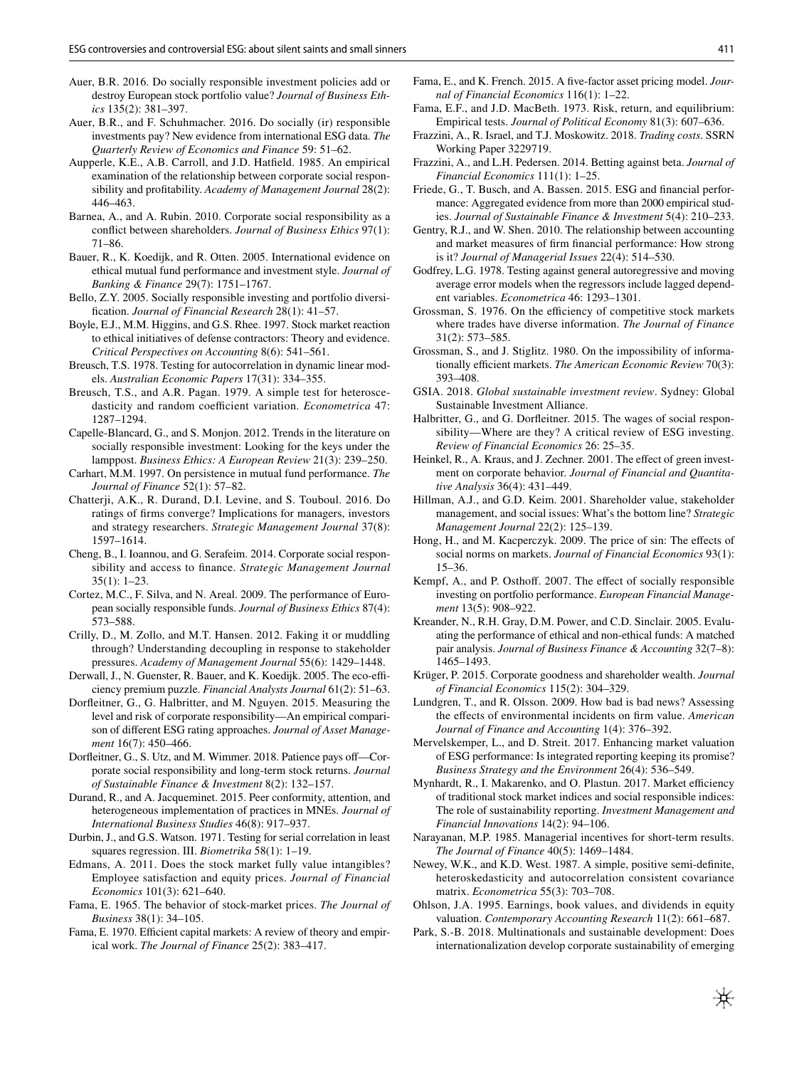Auer, B.R. 2016. Do socially responsible investment policies add or destroy European stock portfolio value? *Journal of Business Ethics* 135(2): 381–397.

Auer, B.R., and F. Schuhmacher. 2016. Do socially (ir) responsible investments pay? New evidence from international ESG data. *The Quarterly Review of Economics and Finance* 59: 51–62.

Aupperle, K.E., A.B. Carroll, and J.D. Hatfield. 1985. An empirical examination of the relationship between corporate social responsibility and profitability. *Academy of Management Journal* 28(2): 446–463.

Barnea, A., and A. Rubin. 2010. Corporate social responsibility as a conflict between shareholders. *Journal of Business Ethics* 97(1): 71–86.

Bauer, R., K. Koedijk, and R. Otten. 2005. International evidence on ethical mutual fund performance and investment style. *Journal of Banking & Finance* 29(7): 1751–1767.

Bello, Z.Y. 2005. Socially responsible investing and portfolio diversification. *Journal of Financial Research* 28(1): 41–57.

Boyle, E.J., M.M. Higgins, and G.S. Rhee. 1997. Stock market reaction to ethical initiatives of defense contractors: Theory and evidence. *Critical Perspectives on Accounting* 8(6): 541–561.

Breusch, T.S. 1978. Testing for autocorrelation in dynamic linear models. *Australian Economic Papers* 17(31): 334–355.

Breusch, T.S., and A.R. Pagan. 1979. A simple test for heteroscedasticity and random coefficient variation. *Econometrica* 47: 1287–1294.

Capelle-Blancard, G., and S. Monjon. 2012. Trends in the literature on socially responsible investment: Looking for the keys under the lamppost. *Business Ethics: A European Review* 21(3): 239–250.

Carhart, M.M. 1997. On persistence in mutual fund performance. *The Journal of Finance* 52(1): 57–82.

Chatterji, A.K., R. Durand, D.I. Levine, and S. Touboul. 2016. Do ratings of firms converge? Implications for managers, investors and strategy researchers. *Strategic Management Journal* 37(8): 1597–1614.

Cheng, B., I. Ioannou, and G. Serafeim. 2014. Corporate social responsibility and access to finance. *Strategic Management Journal* 35(1): 1–23.

Cortez, M.C., F. Silva, and N. Areal. 2009. The performance of European socially responsible funds. *Journal of Business Ethics* 87(4): 573–588.

Crilly, D., M. Zollo, and M.T. Hansen. 2012. Faking it or muddling through? Understanding decoupling in response to stakeholder pressures. *Academy of Management Journal* 55(6): 1429–1448.

Derwall, J., N. Guenster, R. Bauer, and K. Koedijk. 2005. The eco-efficiency premium puzzle. *Financial Analysts Journal* 61(2): 51–63.

Dorfleitner, G., G. Halbritter, and M. Nguyen. 2015. Measuring the level and risk of corporate responsibility—An empirical comparison of different ESG rating approaches. *Journal of Asset Management* 16(7): 450–466.

Dorfleitner, G., S. Utz, and M. Wimmer. 2018. Patience pays off—Corporate social responsibility and long-term stock returns. *Journal of Sustainable Finance & Investment* 8(2): 132–157.

Durand, R., and A. Jacqueminet. 2015. Peer conformity, attention, and heterogeneous implementation of practices in MNEs. *Journal of International Business Studies* 46(8): 917–937.

Durbin, J., and G.S. Watson. 1971. Testing for serial correlation in least squares regression. III. *Biometrika* 58(1): 1–19.

Edmans, A. 2011. Does the stock market fully value intangibles? Employee satisfaction and equity prices. *Journal of Financial Economics* 101(3): 621–640.

Fama, E. 1965. The behavior of stock-market prices. *The Journal of Business* 38(1): 34–105.

Fama, E. 1970. Efficient capital markets: A review of theory and empirical work. *The Journal of Finance* 25(2): 383–417.

Fama, E., and K. French. 2015. A five-factor asset pricing model. *Journal of Financial Economics* 116(1): 1–22.

Fama, E.F., and J.D. MacBeth. 1973. Risk, return, and equilibrium: Empirical tests. *Journal of Political Economy* 81(3): 607–636.

Frazzini, A., R. Israel, and T.J. Moskowitz. 2018. *Trading costs*. SSRN Working Paper 3229719.

Frazzini, A., and L.H. Pedersen. 2014. Betting against beta. *Journal of Financial Economics* 111(1): 1–25.

Friede, G., T. Busch, and A. Bassen. 2015. ESG and financial performance: Aggregated evidence from more than 2000 empirical studies. *Journal of Sustainable Finance & Investment* 5(4): 210–233.

Gentry, R.J., and W. Shen. 2010. The relationship between accounting and market measures of firm financial performance: How strong is it? *Journal of Managerial Issues* 22(4): 514–530.

Godfrey, L.G. 1978. Testing against general autoregressive and moving average error models when the regressors include lagged dependent variables. *Econometrica* 46: 1293–1301.

Grossman, S. 1976. On the efficiency of competitive stock markets where trades have diverse information. *The Journal of Finance* 31(2): 573–585.

Grossman, S., and J. Stiglitz. 1980. On the impossibility of informationally efficient markets. *The American Economic Review* 70(3): 393–408.

GSIA. 2018. *Global sustainable investment review*. Sydney: Global Sustainable Investment Alliance.

Halbritter, G., and G. Dorfleitner. 2015. The wages of social responsibility—Where are they? A critical review of ESG investing. *Review of Financial Economics* 26: 25–35.

Heinkel, R., A. Kraus, and J. Zechner. 2001. The effect of green investment on corporate behavior. *Journal of Financial and Quantitative Analysis* 36(4): 431–449.

Hillman, A.J., and G.D. Keim. 2001. Shareholder value, stakeholder management, and social issues: What's the bottom line? *Strategic Management Journal* 22(2): 125–139.

Hong, H., and M. Kacperczyk. 2009. The price of sin: The effects of social norms on markets. *Journal of Financial Economics* 93(1): 15–36.

Kempf, A., and P. Osthoff. 2007. The effect of socially responsible investing on portfolio performance. *European Financial Management* 13(5): 908–922.

Kreander, N., R.H. Gray, D.M. Power, and C.D. Sinclair. 2005. Evaluating the performance of ethical and non-ethical funds: A matched pair analysis. *Journal of Business Finance & Accounting* 32(7–8): 1465–1493.

Krüger, P. 2015. Corporate goodness and shareholder wealth. *Journal of Financial Economics* 115(2): 304–329.

Lundgren, T., and R. Olsson. 2009. How bad is bad news? Assessing the effects of environmental incidents on firm value. *American Journal of Finance and Accounting* 1(4): 376–392.

Mervelskemper, L., and D. Streit. 2017. Enhancing market valuation of ESG performance: Is integrated reporting keeping its promise? *Business Strategy and the Environment* 26(4): 536–549.

Mynhardt, R., I. Makarenko, and O. Plastun. 2017. Market efficiency of traditional stock market indices and social responsible indices: The role of sustainability reporting. *Investment Management and Financial Innovations* 14(2): 94–106.

Narayanan, M.P. 1985. Managerial incentives for short-term results. *The Journal of Finance* 40(5): 1469–1484.

Newey, W.K., and K.D. West. 1987. A simple, positive semi-definite, heteroskedasticity and autocorrelation consistent covariance matrix. *Econometrica* 55(3): 703–708.

Ohlson, J.A. 1995. Earnings, book values, and dividends in equity valuation. *Contemporary Accounting Research* 11(2): 661–687.

Park, S.-B. 2018. Multinationals and sustainable development: Does internationalization develop corporate sustainability of emerging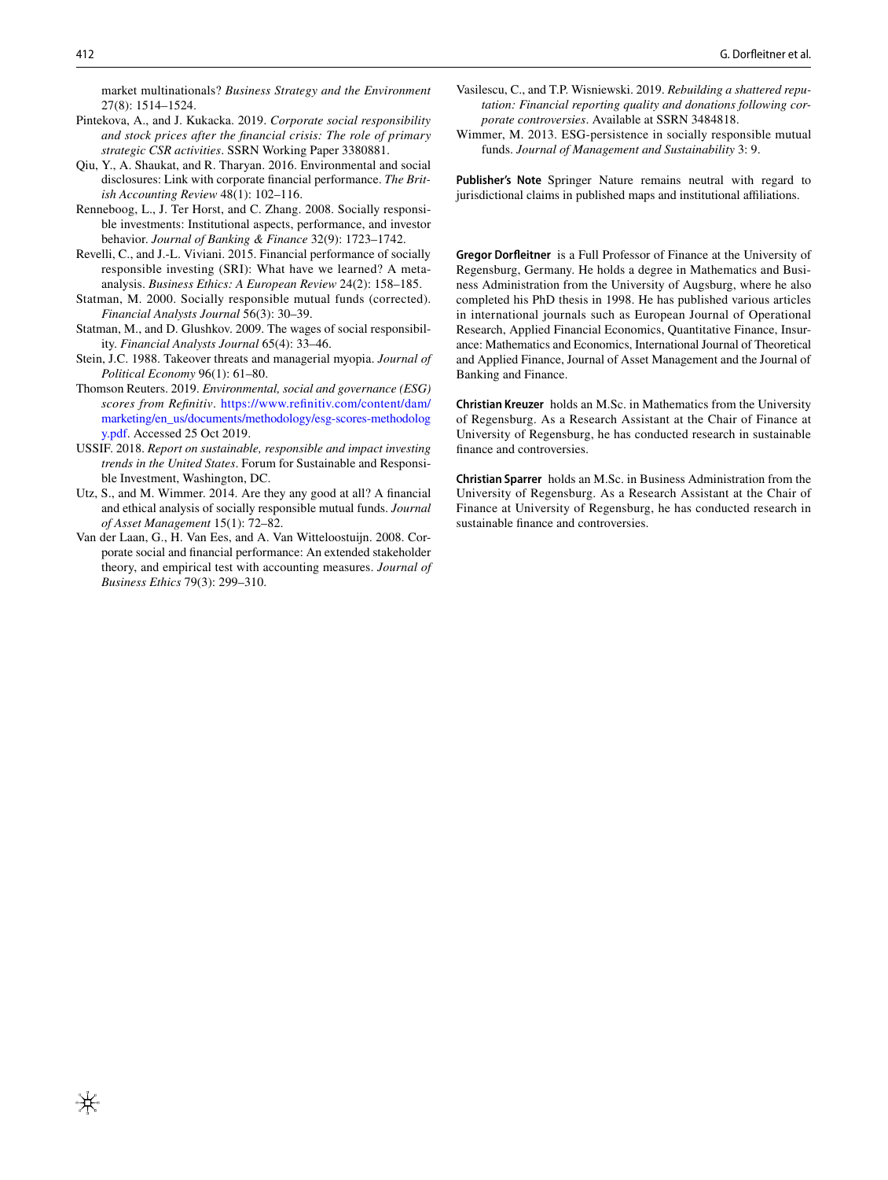market multinationals? *Business Strategy and the Environment* 27(8): 1514–1524.

Pintekova, A., and J. Kukacka. 2019. *Corporate social responsibility and stock prices after the financial crisis: The role of primary strategic CSR activities*. SSRN Working Paper 3380881.

Qiu, Y., A. Shaukat, and R. Tharyan. 2016. Environmental and social disclosures: Link with corporate financial performance. *The British Accounting Review* 48(1): 102–116.

Renneboog, L., J. Ter Horst, and C. Zhang. 2008. Socially responsible investments: Institutional aspects, performance, and investor behavior. *Journal of Banking & Finance* 32(9): 1723–1742.

Revelli, C., and J.-L. Viviani. 2015. Financial performance of socially responsible investing (SRI): What have we learned? A meta-analysis. *Business Ethics: A European Review* 24(2): 158–185.

Statman, M. 2000. Socially responsible mutual funds (corrected). *Financial Analysts Journal* 56(3): 30–39.

Statman, M., and D. Glushkov. 2009. The wages of social responsibility. *Financial Analysts Journal* 65(4): 33–46.

Stein, J.C. 1988. Takeover threats and managerial myopia. *Journal of Political Economy* 96(1): 61–80.

Thomson Reuters. 2019. *Environmental, social and governance (ESG) scores from Refinitiv*. https://www.refinitiv.com/content/dam/marketing/en_us/documents/methodology/esg-scores-methodology.pdf. Accessed 25 Oct 2019.

USSIF. 2018. *Report on sustainable, responsible and impact investing trends in the United States*. Forum for Sustainable and Responsible Investment, Washington, DC.

Utz, S., and M. Wimmer. 2014. Are they any good at all? A financial and ethical analysis of socially responsible mutual funds. *Journal of Asset Management* 15(1): 72–82.

Van der Laan, G., H. Van Ees, and A. Van Witteloostuijn. 2008. Corporate social and financial performance: An extended stakeholder theory, and empirical test with accounting measures. *Journal of Business Ethics* 79(3): 299–310.

Vasilescu, C., and T.P. Wisniewski. 2019. *Rebuilding a shattered reputation: Financial reporting quality and donations following corporate controversies*. Available at SSRN 3484818.

Wimmer, M. 2013. ESG-persistence in socially responsible mutual funds. *Journal of Management and Sustainability* 3: 9.

**Publisher's Note** Springer Nature remains neutral with regard to jurisdictional claims in published maps and institutional affiliations.

**Gregor Dorfleitner** is a Full Professor of Finance at the University of Regensburg, Germany. He holds a degree in Mathematics and Business Administration from the University of Augsburg, where he also completed his PhD thesis in 1998. He has published various articles in international journals such as European Journal of Operational Research, Applied Financial Economics, Quantitative Finance, Insurance: Mathematics and Economics, International Journal of Theoretical and Applied Finance, Journal of Asset Management and the Journal of Banking and Finance.

**Christian Kreuzer** holds an M.Sc. in Mathematics from the University of Regensburg. As a Research Assistant at the Chair of Finance at University of Regensburg, he has conducted research in sustainable finance and controversies.

**Christian Sparrer** holds an M.Sc. in Business Administration from the University of Regensburg. As a Research Assistant at the Chair of Finance at University of Regensburg, he has conducted research in sustainable finance and controversies.